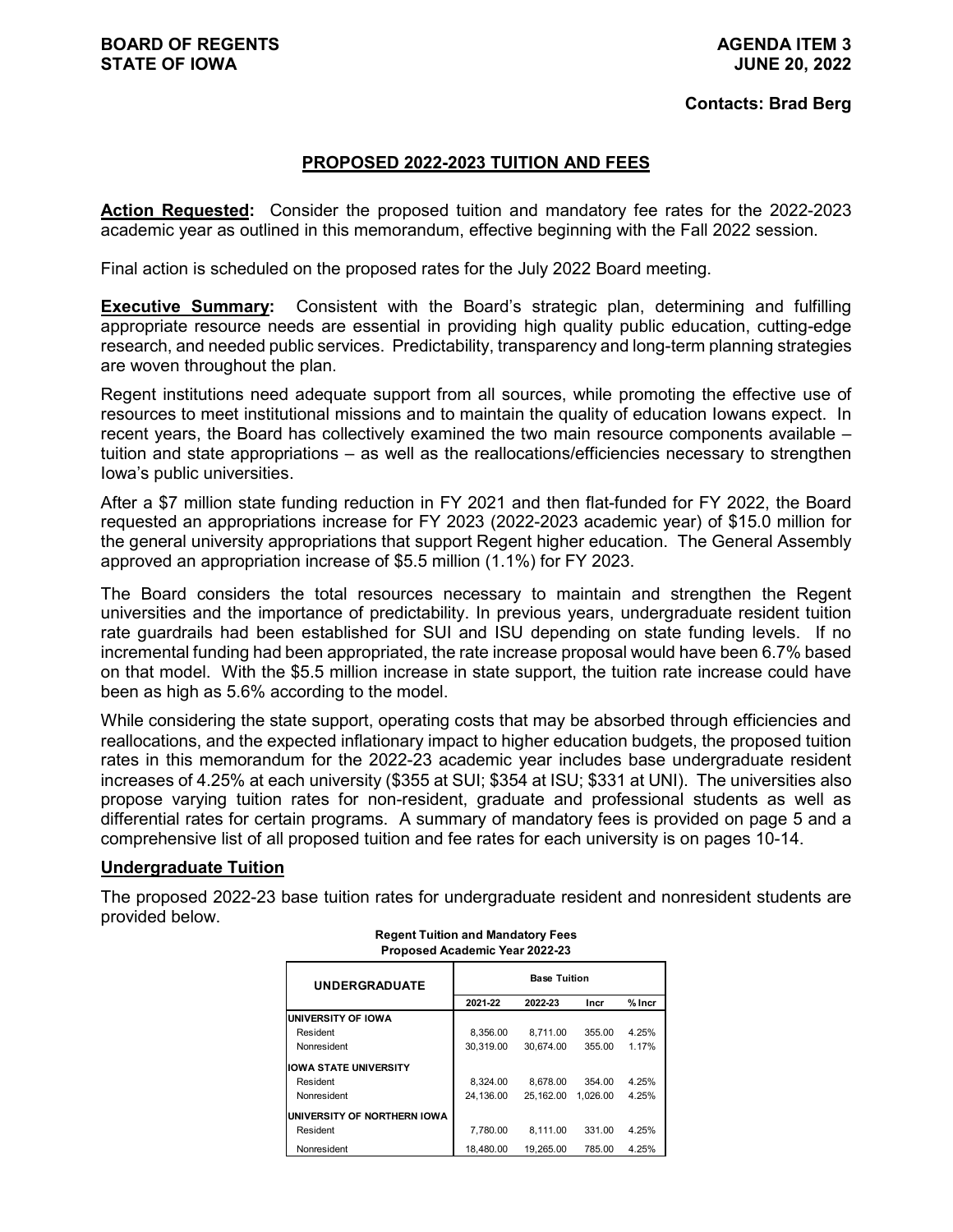**BOARD OF REGENTS**
**STATE OF IOWA**

**AGENDA ITEM 3**
**JUNE 20, 2022**

**Contacts: Brad Berg**

## PROPOSED 2022-2023 TUITION AND FEES

**Action Requested:** Consider the proposed tuition and mandatory fee rates for the 2022-2023 academic year as outlined in this memorandum, effective beginning with the Fall 2022 session.

Final action is scheduled on the proposed rates for the July 2022 Board meeting.

**Executive Summary:** Consistent with the Board's strategic plan, determining and fulfilling appropriate resource needs are essential in providing high quality public education, cutting-edge research, and needed public services. Predictability, transparency and long-term planning strategies are woven throughout the plan.

Regent institutions need adequate support from all sources, while promoting the effective use of resources to meet institutional missions and to maintain the quality of education Iowans expect. In recent years, the Board has collectively examined the two main resource components available – tuition and state appropriations – as well as the reallocations/efficiencies necessary to strengthen Iowa's public universities.

After a $7 million state funding reduction in FY 2021 and then flat-funded for FY 2022, the Board requested an appropriations increase for FY 2023 (2022-2023 academic year) of $15.0 million for the general university appropriations that support Regent higher education. The General Assembly approved an appropriation increase of $5.5 million (1.1%) for FY 2023.

The Board considers the total resources necessary to maintain and strengthen the Regent universities and the importance of predictability. In previous years, undergraduate resident tuition rate guardrails had been established for SUI and ISU depending on state funding levels. If no incremental funding had been appropriated, the rate increase proposal would have been 6.7% based on that model. With the $5.5 million increase in state support, the tuition rate increase could have been as high as 5.6% according to the model.

While considering the state support, operating costs that may be absorbed through efficiencies and reallocations, and the expected inflationary impact to higher education budgets, the proposed tuition rates in this memorandum for the 2022-23 academic year includes base undergraduate resident increases of 4.25% at each university ($355 at SUI; $354 at ISU; $331 at UNI). The universities also propose varying tuition rates for non-resident, graduate and professional students as well as differential rates for certain programs. A summary of mandatory fees is provided on page 5 and a comprehensive list of all proposed tuition and fee rates for each university is on pages 10-14.

### Undergraduate Tuition

The proposed 2022-23 base tuition rates for undergraduate resident and nonresident students are provided below.

**Regent Tuition and Mandatory Fees**
**Proposed Academic Year 2022-23**

| UNDERGRADUATE | Base Tuition | | | |
|---|---|---|---|---|
| | 2021-22 | 2022-23 | Incr | % Incr |
| **UNIVERSITY OF IOWA** | | | | |
| Resident | 8,356.00 | 8,711.00 | 355.00 | 4.25% |
| Nonresident | 30,319.00 | 30,674.00 | 355.00 | 1.17% |
| **IOWA STATE UNIVERSITY** | | | | |
| Resident | 8,324.00 | 8,678.00 | 354.00 | 4.25% |
| Nonresident | 24,136.00 | 25,162.00 | 1,026.00 | 4.25% |
| **UNIVERSITY OF NORTHERN IOWA** | | | | |
| Resident | 7,780.00 | 8,111.00 | 331.00 | 4.25% |
| Nonresident | 18,480.00 | 19,265.00 | 785.00 | 4.25% |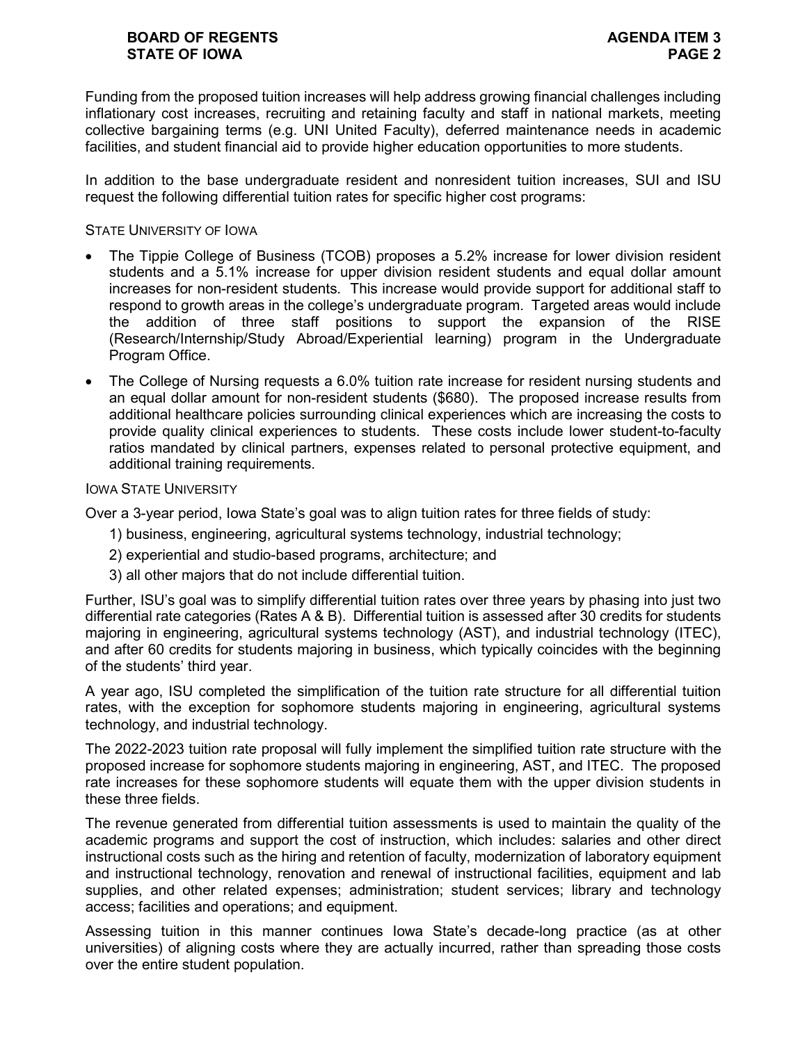Funding from the proposed tuition increases will help address growing financial challenges including inflationary cost increases, recruiting and retaining faculty and staff in national markets, meeting collective bargaining terms (e.g. UNI United Faculty), deferred maintenance needs in academic facilities, and student financial aid to provide higher education opportunities to more students.

In addition to the base undergraduate resident and nonresident tuition increases, SUI and ISU request the following differential tuition rates for specific higher cost programs:

STATE UNIVERSITY OF IOWA

- The Tippie College of Business (TCOB) proposes a 5.2% increase for lower division resident students and a 5.1% increase for upper division resident students and equal dollar amount increases for non-resident students. This increase would provide support for additional staff to respond to growth areas in the college's undergraduate program. Targeted areas would include the addition of three staff positions to support the expansion of the RISE (Research/Internship/Study Abroad/Experiential learning) program in the Undergraduate Program Office.
- The College of Nursing requests a 6.0% tuition rate increase for resident nursing students and an equal dollar amount for non-resident students ($680). The proposed increase results from additional healthcare policies surrounding clinical experiences which are increasing the costs to provide quality clinical experiences to students. These costs include lower student-to-faculty ratios mandated by clinical partners, expenses related to personal protective equipment, and additional training requirements.

IOWA STATE UNIVERSITY

Over a 3-year period, Iowa State's goal was to align tuition rates for three fields of study:

1) business, engineering, agricultural systems technology, industrial technology;
2) experiential and studio-based programs, architecture; and
3) all other majors that do not include differential tuition.

Further, ISU's goal was to simplify differential tuition rates over three years by phasing into just two differential rate categories (Rates A & B). Differential tuition is assessed after 30 credits for students majoring in engineering, agricultural systems technology (AST), and industrial technology (ITEC), and after 60 credits for students majoring in business, which typically coincides with the beginning of the students' third year.

A year ago, ISU completed the simplification of the tuition rate structure for all differential tuition rates, with the exception for sophomore students majoring in engineering, agricultural systems technology, and industrial technology.

The 2022-2023 tuition rate proposal will fully implement the simplified tuition rate structure with the proposed increase for sophomore students majoring in engineering, AST, and ITEC. The proposed rate increases for these sophomore students will equate them with the upper division students in these three fields.

The revenue generated from differential tuition assessments is used to maintain the quality of the academic programs and support the cost of instruction, which includes: salaries and other direct instructional costs such as the hiring and retention of faculty, modernization of laboratory equipment and instructional technology, renovation and renewal of instructional facilities, equipment and lab supplies, and other related expenses; administration; student services; library and technology access; facilities and operations; and equipment.

Assessing tuition in this manner continues Iowa State's decade-long practice (as at other universities) of aligning costs where they are actually incurred, rather than spreading those costs over the entire student population.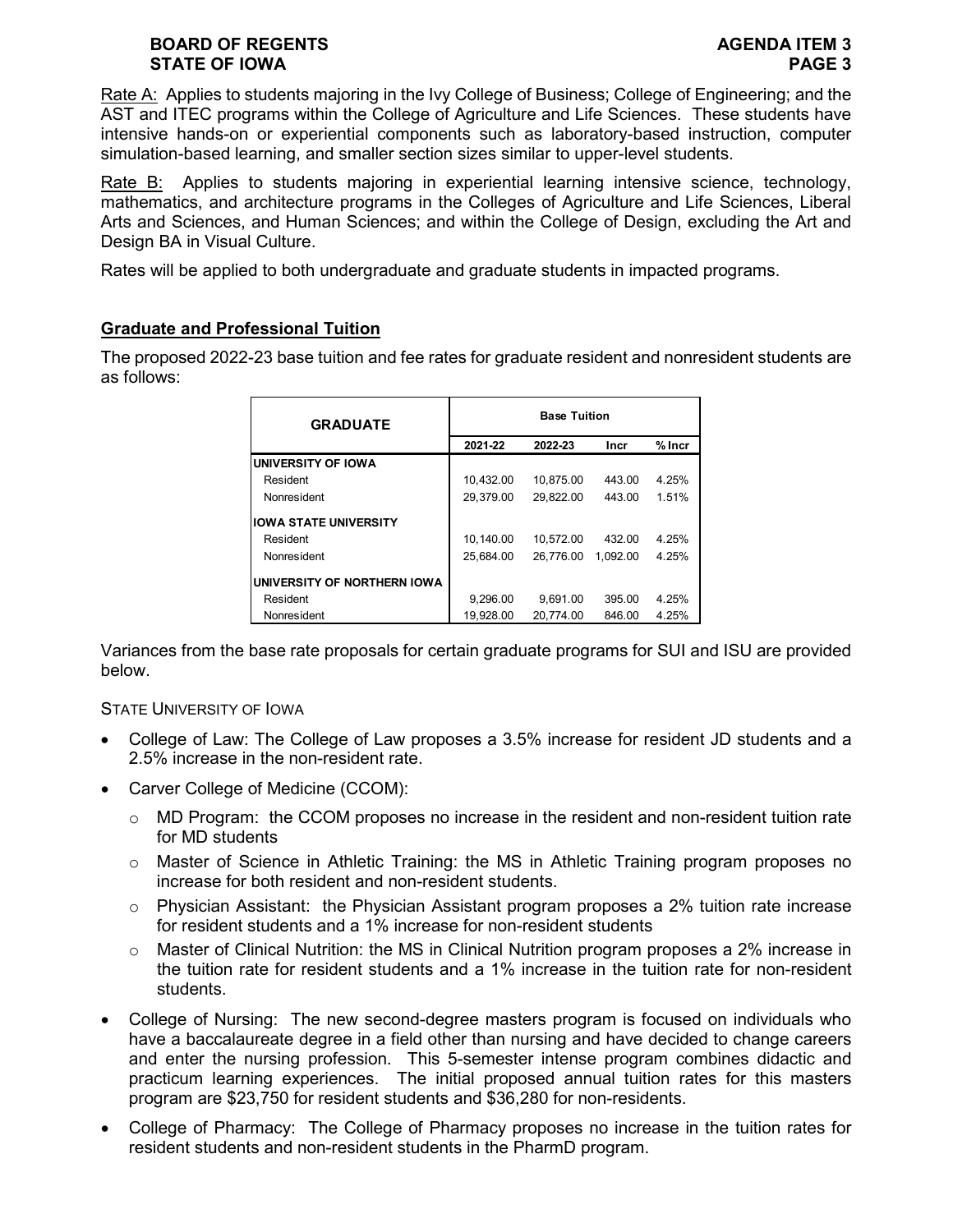Rate A: Applies to students majoring in the Ivy College of Business; College of Engineering; and the AST and ITEC programs within the College of Agriculture and Life Sciences. These students have intensive hands-on or experiential components such as laboratory-based instruction, computer simulation-based learning, and smaller section sizes similar to upper-level students.

Rate B: Applies to students majoring in experiential learning intensive science, technology, mathematics, and architecture programs in the Colleges of Agriculture and Life Sciences, Liberal Arts and Sciences, and Human Sciences; and within the College of Design, excluding the Art and Design BA in Visual Culture.

Rates will be applied to both undergraduate and graduate students in impacted programs.

## Graduate and Professional Tuition

The proposed 2022-23 base tuition and fee rates for graduate resident and nonresident students are as follows:

| GRADUATE | Base Tuition | | | |
|---|---|---|---|---|
| | 2021-22 | 2022-23 | Incr | % Incr |
| **UNIVERSITY OF IOWA** | | | | |
| Resident | 10,432.00 | 10,875.00 | 443.00 | 4.25% |
| Nonresident | 29,379.00 | 29,822.00 | 443.00 | 1.51% |
| **IOWA STATE UNIVERSITY** | | | | |
| Resident | 10,140.00 | 10,572.00 | 432.00 | 4.25% |
| Nonresident | 25,684.00 | 26,776.00 | 1,092.00 | 4.25% |
| **UNIVERSITY OF NORTHERN IOWA** | | | | |
| Resident | 9,296.00 | 9,691.00 | 395.00 | 4.25% |
| Nonresident | 19,928.00 | 20,774.00 | 846.00 | 4.25% |

Variances from the base rate proposals for certain graduate programs for SUI and ISU are provided below.

STATE UNIVERSITY OF IOWA

- College of Law: The College of Law proposes a 3.5% increase for resident JD students and a 2.5% increase in the non-resident rate.
- Carver College of Medicine (CCOM):
  - MD Program: the CCOM proposes no increase in the resident and non-resident tuition rate for MD students
  - Master of Science in Athletic Training: the MS in Athletic Training program proposes no increase for both resident and non-resident students.
  - Physician Assistant: the Physician Assistant program proposes a 2% tuition rate increase for resident students and a 1% increase for non-resident students
  - Master of Clinical Nutrition: the MS in Clinical Nutrition program proposes a 2% increase in the tuition rate for resident students and a 1% increase in the tuition rate for non-resident students.
- College of Nursing: The new second-degree masters program is focused on individuals who have a baccalaureate degree in a field other than nursing and have decided to change careers and enter the nursing profession. This 5-semester intense program combines didactic and practicum learning experiences. The initial proposed annual tuition rates for this masters program are $23,750 for resident students and $36,280 for non-residents.
- College of Pharmacy: The College of Pharmacy proposes no increase in the tuition rates for resident students and non-resident students in the PharmD program.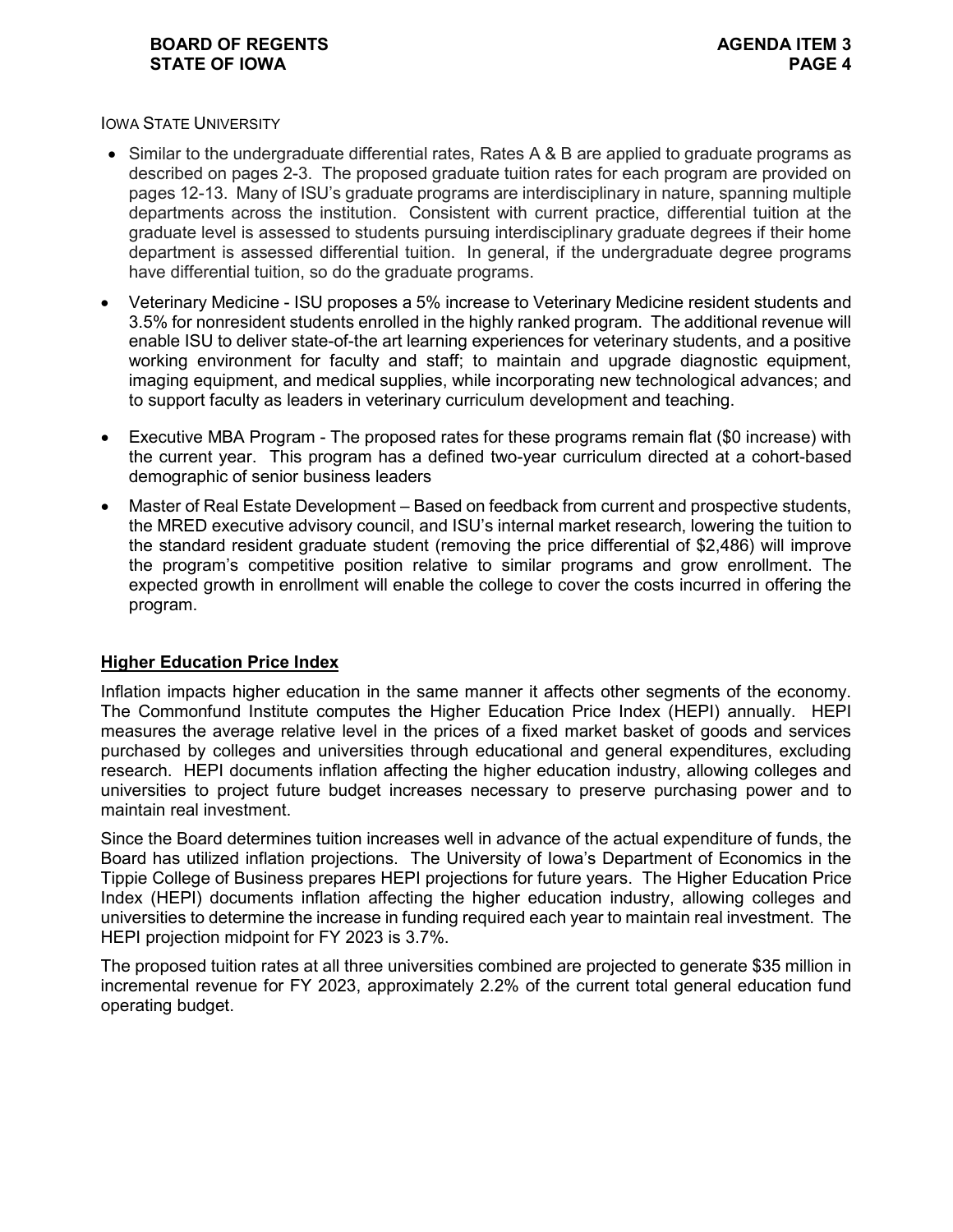IOWA STATE UNIVERSITY

- Similar to the undergraduate differential rates, Rates A & B are applied to graduate programs as described on pages 2-3. The proposed graduate tuition rates for each program are provided on pages 12-13. Many of ISU's graduate programs are interdisciplinary in nature, spanning multiple departments across the institution. Consistent with current practice, differential tuition at the graduate level is assessed to students pursuing interdisciplinary graduate degrees if their home department is assessed differential tuition. In general, if the undergraduate degree programs have differential tuition, so do the graduate programs.
- Veterinary Medicine - ISU proposes a 5% increase to Veterinary Medicine resident students and 3.5% for nonresident students enrolled in the highly ranked program. The additional revenue will enable ISU to deliver state-of-the art learning experiences for veterinary students, and a positive working environment for faculty and staff; to maintain and upgrade diagnostic equipment, imaging equipment, and medical supplies, while incorporating new technological advances; and to support faculty as leaders in veterinary curriculum development and teaching.
- Executive MBA Program - The proposed rates for these programs remain flat ($0 increase) with the current year. This program has a defined two-year curriculum directed at a cohort-based demographic of senior business leaders
- Master of Real Estate Development – Based on feedback from current and prospective students, the MRED executive advisory council, and ISU's internal market research, lowering the tuition to the standard resident graduate student (removing the price differential of $2,486) will improve the program's competitive position relative to similar programs and grow enrollment. The expected growth in enrollment will enable the college to cover the costs incurred in offering the program.

## Higher Education Price Index

Inflation impacts higher education in the same manner it affects other segments of the economy. The Commonfund Institute computes the Higher Education Price Index (HEPI) annually. HEPI measures the average relative level in the prices of a fixed market basket of goods and services purchased by colleges and universities through educational and general expenditures, excluding research. HEPI documents inflation affecting the higher education industry, allowing colleges and universities to project future budget increases necessary to preserve purchasing power and to maintain real investment.

Since the Board determines tuition increases well in advance of the actual expenditure of funds, the Board has utilized inflation projections. The University of Iowa's Department of Economics in the Tippie College of Business prepares HEPI projections for future years. The Higher Education Price Index (HEPI) documents inflation affecting the higher education industry, allowing colleges and universities to determine the increase in funding required each year to maintain real investment. The HEPI projection midpoint for FY 2023 is 3.7%.

The proposed tuition rates at all three universities combined are projected to generate $35 million in incremental revenue for FY 2023, approximately 2.2% of the current total general education fund operating budget.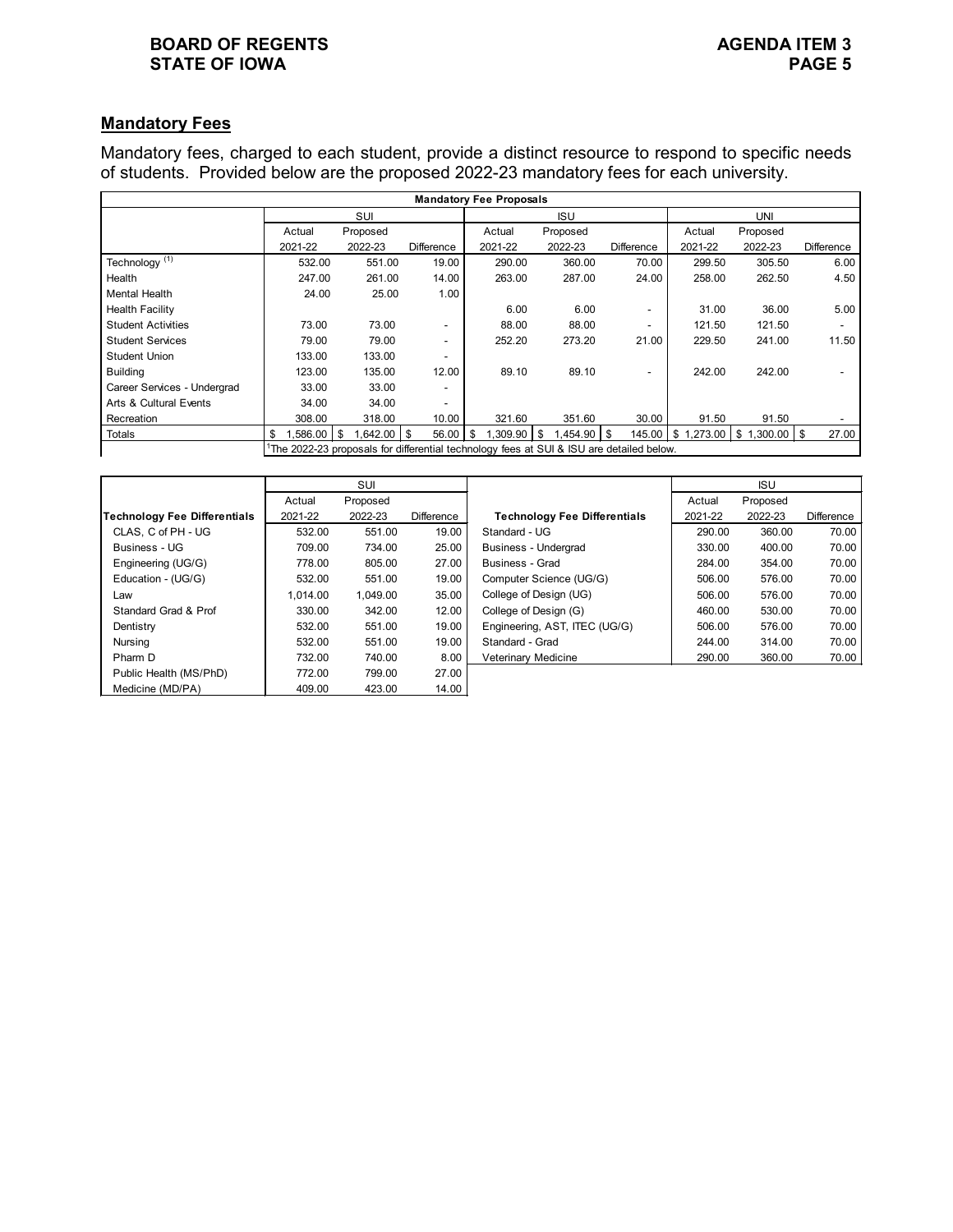## Mandatory Fees

Mandatory fees, charged to each student, provide a distinct resource to respond to specific needs of students. Provided below are the proposed 2022-23 mandatory fees for each university.

| Mandatory Fee Proposals | | | | | | | | | |
|---|---|---|---|---|---|---|---|---|---|
| | SUI | | | ISU | | | UNI | | |
| | Actual 2021-22 | Proposed 2022-23 | Difference | Actual 2021-22 | Proposed 2022-23 | Difference | Actual 2021-22 | Proposed 2022-23 | Difference |
| Technology [1] | 532.00 | 551.00 | 19.00 | 290.00 | 360.00 | 70.00 | 299.50 | 305.50 | 6.00 |
| Health | 247.00 | 261.00 | 14.00 | 263.00 | 287.00 | 24.00 | 258.00 | 262.50 | 4.50 |
| Mental Health | 24.00 | 25.00 | 1.00 | | | | | | |
| Health Facility | | | | 6.00 | 6.00 | - | 31.00 | 36.00 | 5.00 |
| Student Activities | 73.00 | 73.00 | - | 88.00 | 88.00 | - | 121.50 | 121.50 | - |
| Student Services | 79.00 | 79.00 | - | 252.20 | 273.20 | 21.00 | 229.50 | 241.00 | 11.50 |
| Student Union | 133.00 | 133.00 | - | | | | | | |
| Building | 123.00 | 135.00 | 12.00 | 89.10 | 89.10 | - | 242.00 | 242.00 | - |
| Career Services - Undergrad | 33.00 | 33.00 | - | | | | | | |
| Arts & Cultural Events | 34.00 | 34.00 | - | | | | | | |
| Recreation | 308.00 | 318.00 | 10.00 | 321.60 | 351.60 | 30.00 | 91.50 | 91.50 | - |
| Totals | $ 1,586.00 | $ 1,642.00 | $ 56.00 | $ 1,309.90 | $ 1,454.90 | $ 145.00 | $ 1,273.00 | $ 1,300.00 | $ 27.00 |

[1] The 2022-23 proposals for differential technology fees at SUI & ISU are detailed below.

| Technology Fee Differentials | SUI Actual 2021-22 | SUI Proposed 2022-23 | SUI Difference |
|---|---|---|---|
| CLAS, C of PH - UG | 532.00 | 551.00 | 19.00 |
| Business - UG | 709.00 | 734.00 | 25.00 |
| Engineering (UG/G) | 778.00 | 805.00 | 27.00 |
| Education - (UG/G) | 532.00 | 551.00 | 19.00 |
| Law | 1,014.00 | 1,049.00 | 35.00 |
| Standard Grad & Prof | 330.00 | 342.00 | 12.00 |
| Dentistry | 532.00 | 551.00 | 19.00 |
| Nursing | 532.00 | 551.00 | 19.00 |
| Pharm D | 732.00 | 740.00 | 8.00 |
| Public Health (MS/PhD) | 772.00 | 799.00 | 27.00 |
| Medicine (MD/PA) | 409.00 | 423.00 | 14.00 |

| Technology Fee Differentials | ISU Actual 2021-22 | ISU Proposed 2022-23 | ISU Difference |
|---|---|---|---|
| Standard - UG | 290.00 | 360.00 | 70.00 |
| Business - Undergrad | 330.00 | 400.00 | 70.00 |
| Business - Grad | 284.00 | 354.00 | 70.00 |
| Computer Science (UG/G) | 506.00 | 576.00 | 70.00 |
| College of Design (UG) | 506.00 | 576.00 | 70.00 |
| College of Design (G) | 460.00 | 530.00 | 70.00 |
| Engineering, AST, ITEC (UG/G) | 506.00 | 576.00 | 70.00 |
| Standard - Grad | 244.00 | 314.00 | 70.00 |
| Veterinary Medicine | 290.00 | 360.00 | 70.00 |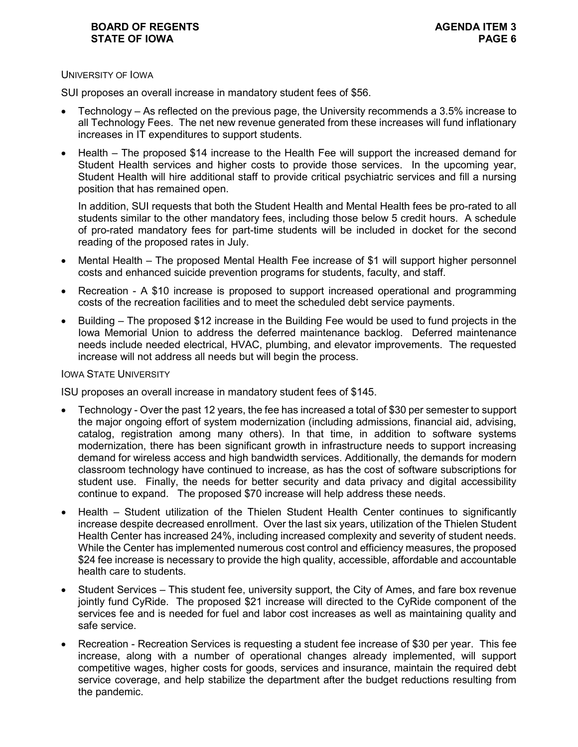UNIVERSITY OF IOWA

SUI proposes an overall increase in mandatory student fees of $56.

- Technology – As reflected on the previous page, the University recommends a 3.5% increase to all Technology Fees. The net new revenue generated from these increases will fund inflationary increases in IT expenditures to support students.
- Health – The proposed $14 increase to the Health Fee will support the increased demand for Student Health services and higher costs to provide those services. In the upcoming year, Student Health will hire additional staff to provide critical psychiatric services and fill a nursing position that has remained open.

  In addition, SUI requests that both the Student Health and Mental Health fees be pro-rated to all students similar to the other mandatory fees, including those below 5 credit hours. A schedule of pro-rated mandatory fees for part-time students will be included in docket for the second reading of the proposed rates in July.
- Mental Health – The proposed Mental Health Fee increase of $1 will support higher personnel costs and enhanced suicide prevention programs for students, faculty, and staff.
- Recreation - A $10 increase is proposed to support increased operational and programming costs of the recreation facilities and to meet the scheduled debt service payments.
- Building – The proposed $12 increase in the Building Fee would be used to fund projects in the Iowa Memorial Union to address the deferred maintenance backlog. Deferred maintenance needs include needed electrical, HVAC, plumbing, and elevator improvements. The requested increase will not address all needs but will begin the process.

IOWA STATE UNIVERSITY

ISU proposes an overall increase in mandatory student fees of $145.

- Technology - Over the past 12 years, the fee has increased a total of $30 per semester to support the major ongoing effort of system modernization (including admissions, financial aid, advising, catalog, registration among many others). In that time, in addition to software systems modernization, there has been significant growth in infrastructure needs to support increasing demand for wireless access and high bandwidth services. Additionally, the demands for modern classroom technology have continued to increase, as has the cost of software subscriptions for student use. Finally, the needs for better security and data privacy and digital accessibility continue to expand. The proposed $70 increase will help address these needs.
- Health – Student utilization of the Thielen Student Health Center continues to significantly increase despite decreased enrollment. Over the last six years, utilization of the Thielen Student Health Center has increased 24%, including increased complexity and severity of student needs. While the Center has implemented numerous cost control and efficiency measures, the proposed $24 fee increase is necessary to provide the high quality, accessible, affordable and accountable health care to students.
- Student Services – This student fee, university support, the City of Ames, and fare box revenue jointly fund CyRide. The proposed $21 increase will directed to the CyRide component of the services fee and is needed for fuel and labor cost increases as well as maintaining quality and safe service.
- Recreation - Recreation Services is requesting a student fee increase of $30 per year. This fee increase, along with a number of operational changes already implemented, will support competitive wages, higher costs for goods, services and insurance, maintain the required debt service coverage, and help stabilize the department after the budget reductions resulting from the pandemic.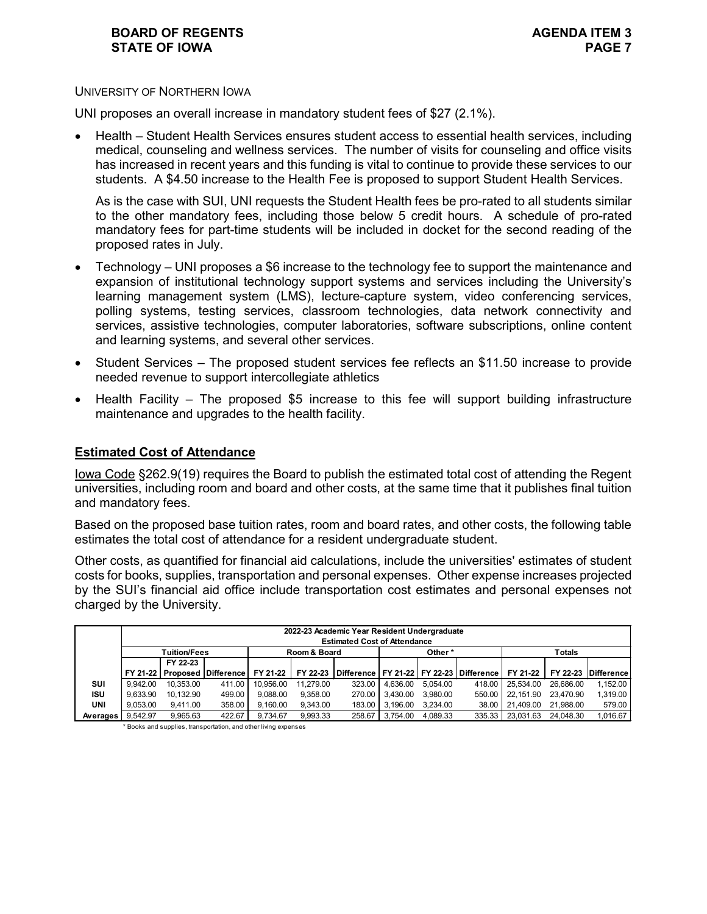University of Northern Iowa

UNI proposes an overall increase in mandatory student fees of $27 (2.1%).

- Health – Student Health Services ensures student access to essential health services, including medical, counseling and wellness services. The number of visits for counseling and office visits has increased in recent years and this funding is vital to continue to provide these services to our students. A $4.50 increase to the Health Fee is proposed to support Student Health Services.

  As is the case with SUI, UNI requests the Student Health fees be pro-rated to all students similar to the other mandatory fees, including those below 5 credit hours. A schedule of pro-rated mandatory fees for part-time students will be included in docket for the second reading of the proposed rates in July.

- Technology – UNI proposes a $6 increase to the technology fee to support the maintenance and expansion of institutional technology support systems and services including the University's learning management system (LMS), lecture-capture system, video conferencing services, polling systems, testing services, classroom technologies, data network connectivity and services, assistive technologies, computer laboratories, software subscriptions, online content and learning systems, and several other services.

- Student Services – The proposed student services fee reflects an $11.50 increase to provide needed revenue to support intercollegiate athletics

- Health Facility – The proposed $5 increase to this fee will support building infrastructure maintenance and upgrades to the health facility.

## Estimated Cost of Attendance

Iowa Code §262.9(19) requires the Board to publish the estimated total cost of attending the Regent universities, including room and board and other costs, at the same time that it publishes final tuition and mandatory fees.

Based on the proposed base tuition rates, room and board rates, and other costs, the following table estimates the total cost of attendance for a resident undergraduate student.

Other costs, as quantified for financial aid calculations, include the universities' estimates of student costs for books, supplies, transportation and personal expenses. Other expense increases projected by the SUI's financial aid office include transportation cost estimates and personal expenses not charged by the University.

| | 2022-23 Academic Year Resident Undergraduate Estimated Cost of Attendance | | | | | | | | | | | |
|---|---|---|---|---|---|---|---|---|---|---|---|---|
| | Tuition/Fees | | | Room & Board | | | Other * | | | Totals | | |
| | FY 21-22 | FY 22-23 Proposed | Difference | FY 21-22 | FY 22-23 | Difference | FY 21-22 | FY 22-23 | Difference | FY 21-22 | FY 22-23 | Difference |
| SUI | 9,942.00 | 10,353.00 | 411.00 | 10,956.00 | 11,279.00 | 323.00 | 4,636.00 | 5,054.00 | 418.00 | 25,534.00 | 26,686.00 | 1,152.00 |
| ISU | 9,633.90 | 10,132.90 | 499.00 | 9,088.00 | 9,358.00 | 270.00 | 3,430.00 | 3,980.00 | 550.00 | 22,151.90 | 23,470.90 | 1,319.00 |
| UNI | 9,053.00 | 9,411.00 | 358.00 | 9,160.00 | 9,343.00 | 183.00 | 3,196.00 | 3,234.00 | 38.00 | 21,409.00 | 21,988.00 | 579.00 |
| Averages | 9,542.97 | 9,965.63 | 422.67 | 9,734.67 | 9,993.33 | 258.67 | 3,754.00 | 4,089.33 | 335.33 | 23,031.63 | 24,048.30 | 1,016.67 |

\* Books and supplies, transportation, and other living expenses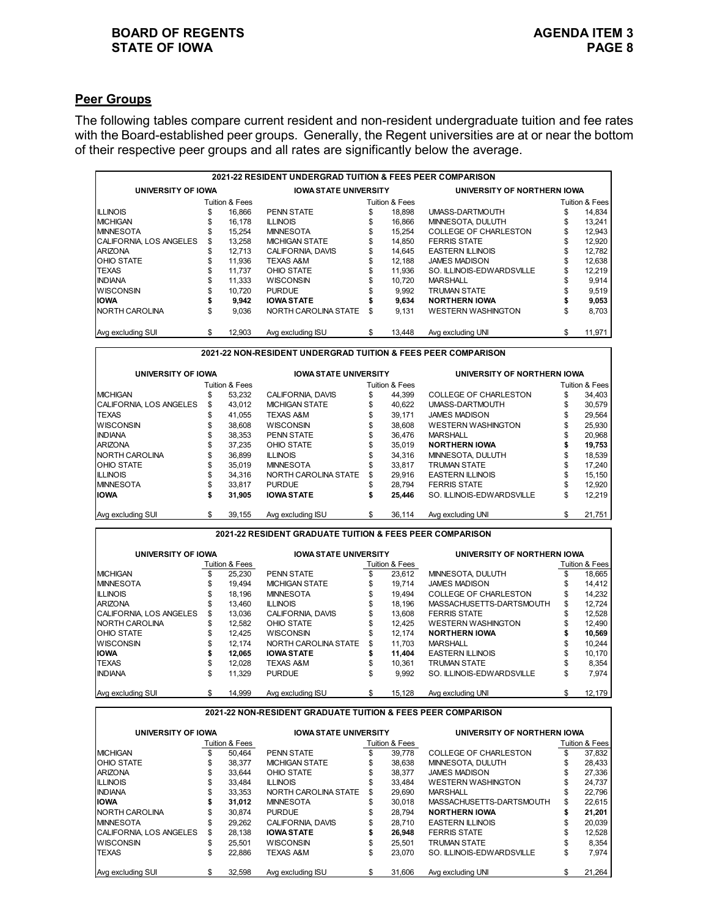## Peer Groups

The following tables compare current resident and non-resident undergraduate tuition and fee rates with the Board-established peer groups. Generally, the Regent universities are at or near the bottom of their respective peer groups and all rates are significantly below the average.

**2021-22 RESIDENT UNDERGRAD TUITION & FEES PEER COMPARISON**

| UNIVERSITY OF IOWA | Tuition & Fees | IOWA STATE UNIVERSITY | Tuition & Fees | UNIVERSITY OF NORTHERN IOWA | Tuition & Fees |
|---|---|---|---|---|---|
| ILLINOIS | $ 16,866 | PENN STATE | $ 18,898 | UMASS-DARTMOUTH | $ 14,834 |
| MICHIGAN | $ 16,178 | ILLINOIS | $ 16,866 | MINNESOTA, DULUTH | $ 13,241 |
| MINNESOTA | $ 15,254 | MINNESOTA | $ 15,254 | COLLEGE OF CHARLESTON | $ 12,943 |
| CALIFORNIA, LOS ANGELES | $ 13,258 | MICHIGAN STATE | $ 14,850 | FERRIS STATE | $ 12,920 |
| ARIZONA | $ 12,713 | CALIFORNIA, DAVIS | $ 14,645 | EASTERN ILLINOIS | $ 12,782 |
| OHIO STATE | $ 11,936 | TEXAS A&M | $ 12,188 | JAMES MADISON | $ 12,638 |
| TEXAS | $ 11,737 | OHIO STATE | $ 11,936 | SO. ILLINOIS-EDWARDSVILLE | $ 12,219 |
| INDIANA | $ 11,333 | WISCONSIN | $ 10,720 | MARSHALL | $ 9,914 |
| WISCONSIN | $ 10,720 | PURDUE | $ 9,992 | TRUMAN STATE | $ 9,519 |
| **IOWA** | **$ 9,942** | **IOWA STATE** | **$ 9,634** | **NORTHERN IOWA** | **$ 9,053** |
| NORTH CAROLINA | $ 9,036 | NORTH CAROLINA STATE | $ 9,131 | WESTERN WASHINGTON | $ 8,703 |
| Avg excluding SUI | $ 12,903 | Avg excluding ISU | $ 13,448 | Avg excluding UNI | $ 11,971 |

**2021-22 NON-RESIDENT UNDERGRAD TUITION & FEES PEER COMPARISON**

| UNIVERSITY OF IOWA | Tuition & Fees | IOWA STATE UNIVERSITY | Tuition & Fees | UNIVERSITY OF NORTHERN IOWA | Tuition & Fees |
|---|---|---|---|---|---|
| MICHIGAN | $ 53,232 | CALIFORNIA, DAVIS | $ 44,399 | COLLEGE OF CHARLESTON | $ 34,403 |
| CALIFORNIA, LOS ANGELES | $ 43,012 | MICHIGAN STATE | $ 40,622 | UMASS-DARTMOUTH | $ 30,579 |
| TEXAS | $ 41,055 | TEXAS A&M | $ 39,171 | JAMES MADISON | $ 29,564 |
| WISCONSIN | $ 38,608 | WISCONSIN | $ 38,608 | WESTERN WASHINGTON | $ 25,930 |
| INDIANA | $ 38,353 | PENN STATE | $ 36,476 | MARSHALL | $ 20,968 |
| ARIZONA | $ 37,235 | OHIO STATE | $ 35,019 | **NORTHERN IOWA** | **$ 19,753** |
| NORTH CAROLINA | $ 36,899 | ILLINOIS | $ 34,316 | MINNESOTA, DULUTH | $ 18,539 |
| OHIO STATE | $ 35,019 | MINNESOTA | $ 33,817 | TRUMAN STATE | $ 17,240 |
| ILLINOIS | $ 34,316 | NORTH CAROLINA STATE | $ 29,916 | EASTERN ILLINOIS | $ 15,150 |
| MINNESOTA | $ 33,817 | PURDUE | $ 28,794 | FERRIS STATE | $ 12,920 |
| **IOWA** | **$ 31,905** | **IOWA STATE** | **$ 25,446** | SO. ILLINOIS-EDWARDSVILLE | $ 12,219 |
| Avg excluding SUI | $ 39,155 | Avg excluding ISU | $ 36,114 | Avg excluding UNI | $ 21,751 |

**2021-22 RESIDENT GRADUATE TUITION & FEES PEER COMPARISON**

| UNIVERSITY OF IOWA | Tuition & Fees | IOWA STATE UNIVERSITY | Tuition & Fees | UNIVERSITY OF NORTHERN IOWA | Tuition & Fees |
|---|---|---|---|---|---|
| MICHIGAN | $ 25,230 | PENN STATE | $ 23,612 | MINNESOTA, DULUTH | $ 18,665 |
| MINNESOTA | $ 19,494 | MICHIGAN STATE | $ 19,714 | JAMES MADISON | $ 14,412 |
| ILLINOIS | $ 18,196 | MINNESOTA | $ 19,494 | COLLEGE OF CHARLESTON | $ 14,232 |
| ARIZONA | $ 13,460 | ILLINOIS | $ 18,196 | MASSACHUSETTS-DARTSMOUTH | $ 12,724 |
| CALIFORNIA, LOS ANGELES | $ 13,036 | CALIFORNIA, DAVIS | $ 13,608 | FERRIS STATE | $ 12,528 |
| NORTH CAROLINA | $ 12,582 | OHIO STATE | $ 12,425 | WESTERN WASHINGTON | $ 12,490 |
| OHIO STATE | $ 12,425 | WISCONSIN | $ 12,174 | **NORTHERN IOWA** | **$ 10,569** |
| WISCONSIN | $ 12,174 | NORTH CAROLINA STATE | $ 11,703 | MARSHALL | $ 10,244 |
| **IOWA** | **$ 12,065** | **IOWA STATE** | **$ 11,404** | EASTERN ILLINOIS | $ 10,170 |
| TEXAS | $ 12,028 | TEXAS A&M | $ 10,361 | TRUMAN STATE | $ 8,354 |
| INDIANA | $ 11,329 | PURDUE | $ 9,992 | SO. ILLINOIS-EDWARDSVILLE | $ 7,974 |
| Avg excluding SUI | $ 14,999 | Avg excluding ISU | $ 15,128 | Avg excluding UNI | $ 12,179 |

**2021-22 NON-RESIDENT GRADUATE TUITION & FEES PEER COMPARISON**

| UNIVERSITY OF IOWA | Tuition & Fees | IOWA STATE UNIVERSITY | Tuition & Fees | UNIVERSITY OF NORTHERN IOWA | Tuition & Fees |
|---|---|---|---|---|---|
| MICHIGAN | $ 50,464 | PENN STATE | $ 39,778 | COLLEGE OF CHARLESTON | $ 37,832 |
| OHIO STATE | $ 38,377 | MICHIGAN STATE | $ 38,638 | MINNESOTA, DULUTH | $ 28,433 |
| ARIZONA | $ 33,644 | OHIO STATE | $ 38,377 | JAMES MADISON | $ 27,336 |
| ILLINOIS | $ 33,484 | ILLINOIS | $ 33,484 | WESTERN WASHINGTON | $ 24,737 |
| INDIANA | $ 33,353 | NORTH CAROLINA STATE | $ 29,690 | MARSHALL | $ 22,796 |
| **IOWA** | **$ 31,012** | MINNESOTA | $ 30,018 | MASSACHUSETTS-DARTSMOUTH | $ 22,615 |
| NORTH CAROLINA | $ 30,874 | PURDUE | $ 28,794 | **NORTHERN IOWA** | **$ 21,201** |
| MINNESOTA | $ 29,262 | CALIFORNIA, DAVIS | $ 28,710 | EASTERN ILLINOIS | $ 20,039 |
| CALIFORNIA, LOS ANGELES | $ 28,138 | **IOWA STATE** | **$ 26,948** | FERRIS STATE | $ 12,528 |
| WISCONSIN | $ 25,501 | WISCONSIN | $ 25,501 | TRUMAN STATE | $ 8,354 |
| TEXAS | $ 22,886 | TEXAS A&M | $ 23,070 | SO. ILLINOIS-EDWARDSVILLE | $ 7,974 |
| Avg excluding SUI | $ 32,598 | Avg excluding ISU | $ 31,606 | Avg excluding UNI | $ 21,264 |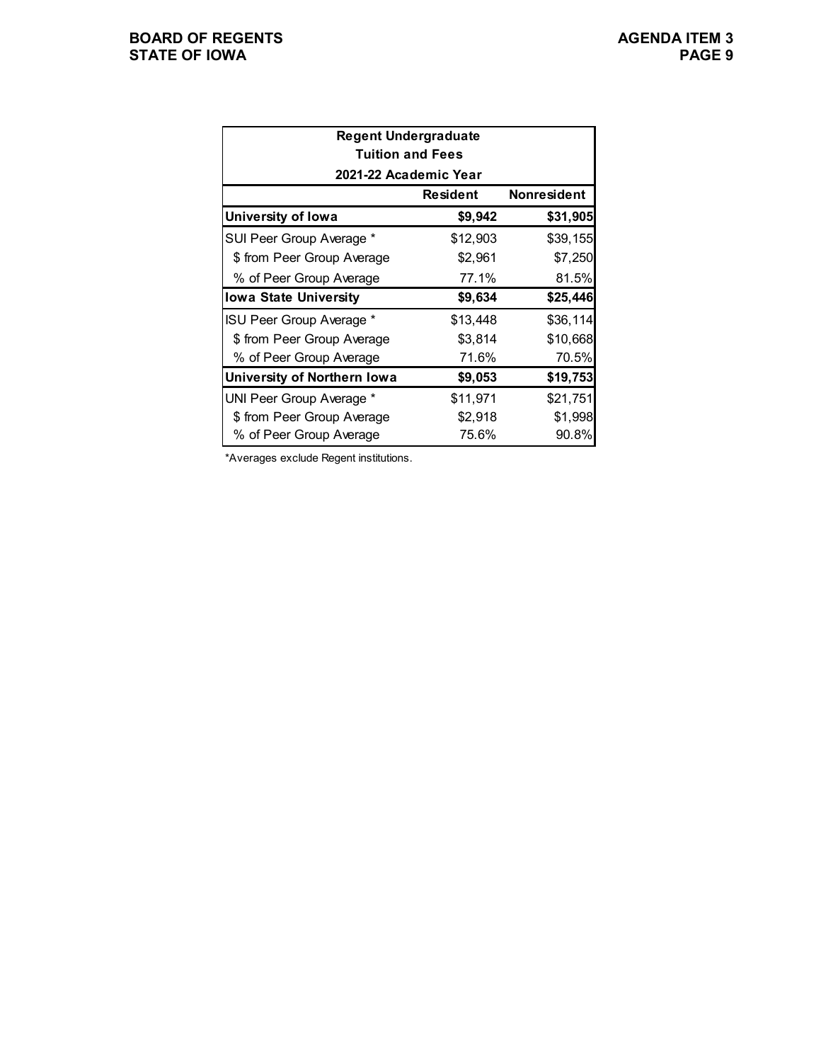| Regent Undergraduate Tuition and Fees 2021-22 Academic Year | | |
|---|---|---|
| | **Resident** | **Nonresident** |
| **University of Iowa** | **$9,942** | **$31,905** |
| SUI Peer Group Average * | $12,903 | $39,155 |
| $ from Peer Group Average | $2,961 | $7,250 |
| % of Peer Group Average | 77.1% | 81.5% |
| **Iowa State University** | **$9,634** | **$25,446** |
| ISU Peer Group Average * | $13,448 | $36,114 |
| $ from Peer Group Average | $3,814 | $10,668 |
| % of Peer Group Average | 71.6% | 70.5% |
| **University of Northern Iowa** | **$9,053** | **$19,753** |
| UNI Peer Group Average * | $11,971 | $21,751 |
| $ from Peer Group Average | $2,918 | $1,998 |
| % of Peer Group Average | 75.6% | 90.8% |

*Averages exclude Regent institutions.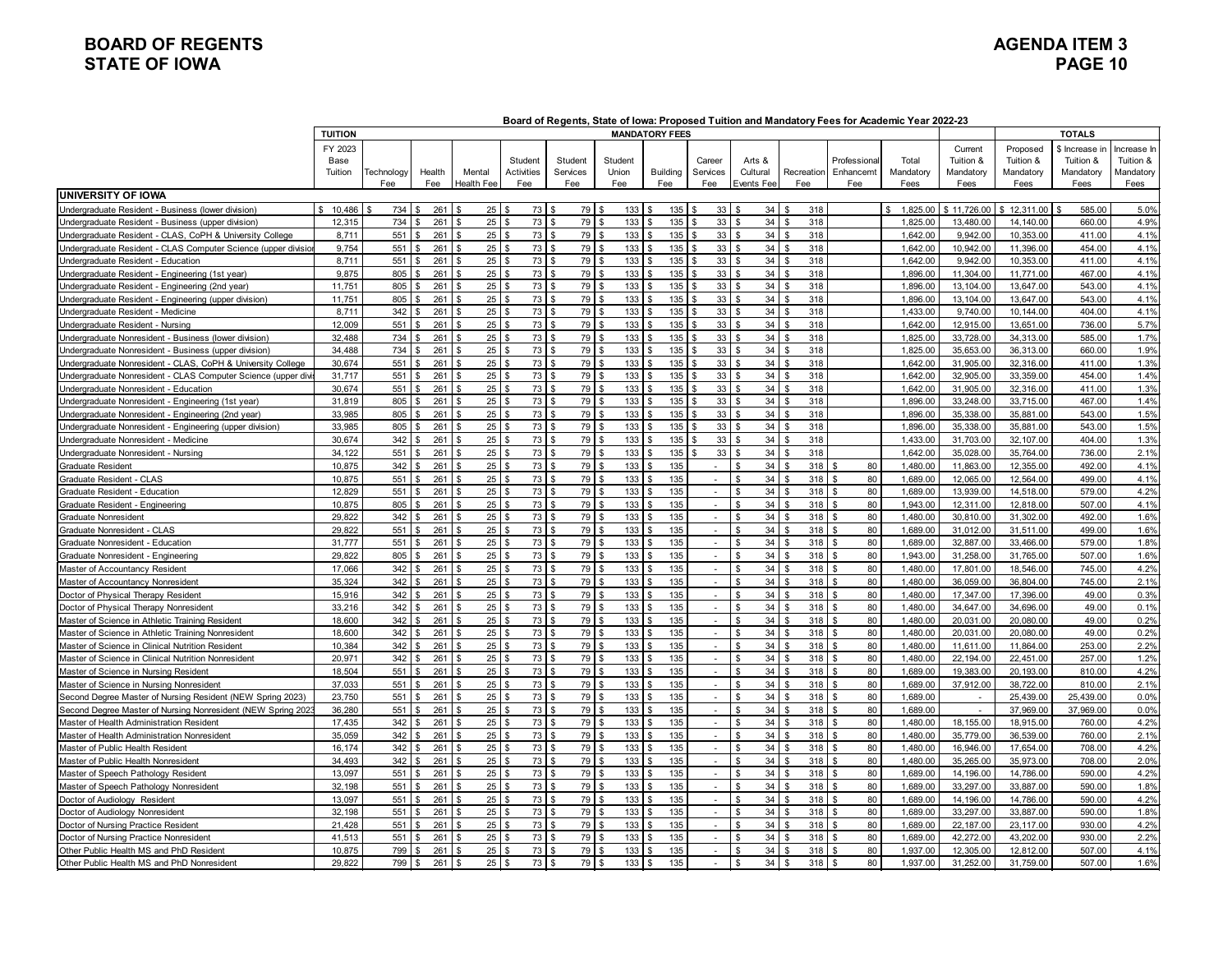**BOARD OF REGENTS**
**STATE OF IOWA**

**AGENDA ITEM 3**

**Board of Regents, State of Iowa: Proposed Tuition and Mandatory Fees for Academic Year 2022-23**

| | TUITION | MANDATORY FEES | | | | | | | | | | | | TOTALS | | | |
|---|---|---|---|---|---|---|---|---|---|---|---|---|---|---|---|---|---|
| | FY 2023 Base Tuition | Technology Fee | Health Fee | Mental Health Fee | Student Activities Fee | Student Services Fee | Student Union Fee | Building Fee | Career Services Fee | Arts & Cultural Events Fee | Recreation Fee | Professional Enhancemt Fee | Total Mandatory Fees | Current Tuition & Mandatory Fees | Proposed Tuition & Mandatory Fees | $ Increase in Tuition & Mandatory Fees | Increase In Tuition & Mandatory Fees |
| **UNIVERSITY OF IOWA** | | | | | | | | | | | | | | | | | |
| Undergraduate Resident - Business (lower division) | $ 10,486 | $ 734 | $ 261 | $ 25 | $ 73 | $ 79 | $ 133 | $ 135 | $ 33 | $ 34 | $ 318 | | $ 1,825.00 | $ 11,726.00 | $ 12,311.00 | $ 585.00 | 5.0% |
| Undergraduate Resident - Business (upper division) | 12,315 | 734 | $ 261 | $ 25 | $ 73 | $ 79 | $ 133 | $ 135 | $ 33 | $ 34 | $ 318 | | 1,825.00 | 13,480.00 | 14,140.00 | 660.00 | 4.9% |
| Undergraduate Resident - CLAS, CoPH & University College | 8,711 | 551 | $ 261 | $ 25 | $ 73 | $ 79 | $ 133 | $ 135 | $ 33 | $ 34 | $ 318 | | 1,642.00 | 9,942.00 | 10,353.00 | 411.00 | 4.1% |
| Undergraduate Resident - CLAS Computer Science (upper division | 9,754 | 551 | $ 261 | $ 25 | $ 73 | $ 79 | $ 133 | $ 135 | $ 33 | $ 34 | $ 318 | | 1,642.00 | 10,942.00 | 11,396.00 | 454.00 | 4.1% |
| Undergraduate Resident - Education | 8,711 | 551 | $ 261 | $ 25 | $ 73 | $ 79 | $ 133 | $ 135 | $ 33 | $ 34 | $ 318 | | 1,642.00 | 9,942.00 | 10,353.00 | 411.00 | 4.1% |
| Undergraduate Resident - Engineering (1st year) | 9,875 | 805 | $ 261 | $ 25 | $ 73 | $ 79 | $ 133 | $ 135 | $ 33 | $ 34 | $ 318 | | 1,896.00 | 11,304.00 | 11,771.00 | 467.00 | 4.1% |
| Undergraduate Resident - Engineering (2nd year) | 11,751 | 805 | $ 261 | $ 25 | $ 73 | $ 79 | $ 133 | $ 135 | $ 33 | $ 34 | $ 318 | | 1,896.00 | 13,104.00 | 13,647.00 | 543.00 | 4.1% |
| Undergraduate Resident - Engineering (upper division) | 11,751 | 805 | $ 261 | $ 25 | $ 73 | $ 79 | $ 133 | $ 135 | $ 33 | $ 34 | $ 318 | | 1,896.00 | 13,104.00 | 13,647.00 | 543.00 | 4.1% |
| Undergraduate Resident - Medicine | 8,711 | 342 | $ 261 | $ 25 | $ 73 | $ 79 | $ 133 | $ 135 | $ 33 | $ 34 | $ 318 | | 1,433.00 | 9,740.00 | 10,144.00 | 404.00 | 4.1% |
| Undergraduate Resident - Nursing | 12,009 | 551 | $ 261 | $ 25 | $ 73 | $ 79 | $ 133 | $ 135 | $ 33 | $ 34 | $ 318 | | 1,642.00 | 12,915.00 | 13,651.00 | 736.00 | 5.7% |
| Undergraduate Nonresident - Business (lower division) | 32,488 | 734 | $ 261 | $ 25 | $ 73 | $ 79 | $ 133 | $ 135 | $ 33 | $ 34 | $ 318 | | 1,825.00 | 33,728.00 | 34,313.00 | 585.00 | 1.7% |
| Undergraduate Nonresident - Business (upper division) | 34,488 | 734 | $ 261 | $ 25 | $ 73 | $ 79 | $ 133 | $ 135 | $ 33 | $ 34 | $ 318 | | 1,825.00 | 35,653.00 | 36,313.00 | 660.00 | 1.9% |
| Undergraduate Nonresident - CLAS, CoPH & University College | 30,674 | 551 | $ 261 | $ 25 | $ 73 | $ 79 | $ 133 | $ 135 | $ 33 | $ 34 | $ 318 | | 1,642.00 | 31,905.00 | 32,316.00 | 411.00 | 1.3% |
| Undergraduate Nonresident - CLAS Computer Science (upper divi | 31,717 | 551 | $ 261 | $ 25 | $ 73 | $ 79 | $ 133 | $ 135 | $ 33 | $ 34 | $ 318 | | 1,642.00 | 32,905.00 | 33,359.00 | 454.00 | 1.4% |
| Undergraduate Nonresident - Education | 30,674 | 551 | $ 261 | $ 25 | $ 73 | $ 79 | $ 133 | $ 135 | $ 33 | $ 34 | $ 318 | | 1,642.00 | 31,905.00 | 32,316.00 | 411.00 | 1.3% |
| Undergraduate Nonresident - Engineering (1st year) | 31,819 | 805 | $ 261 | $ 25 | $ 73 | $ 79 | $ 133 | $ 135 | $ 33 | $ 34 | $ 318 | | 1,896.00 | 33,248.00 | 33,715.00 | 467.00 | 1.4% |
| Undergraduate Nonresident - Engineering (2nd year) | 33,985 | 805 | $ 261 | $ 25 | $ 73 | $ 79 | $ 133 | $ 135 | $ 33 | $ 34 | $ 318 | | 1,896.00 | 35,338.00 | 35,881.00 | 543.00 | 1.5% |
| Undergraduate Nonresident - Engineering (upper division) | 33,985 | 805 | $ 261 | $ 25 | $ 73 | $ 79 | $ 133 | $ 135 | $ 33 | $ 34 | $ 318 | | 1,896.00 | 35,338.00 | 35,881.00 | 543.00 | 1.5% |
| Undergraduate Nonresident - Medicine | 30,674 | 342 | $ 261 | $ 25 | $ 73 | $ 79 | $ 133 | $ 135 | $ 33 | $ 34 | $ 318 | | 1,433.00 | 31,703.00 | 32,107.00 | 404.00 | 1.3% |
| Undergraduate Nonresident - Nursing | 34,122 | 551 | $ 261 | $ 25 | $ 73 | $ 79 | $ 133 | $ 135 | $ 33 | $ 34 | $ 318 | | 1,642.00 | 35,028.00 | 35,764.00 | 736.00 | 2.1% |
| Graduate Resident | 10,875 | 342 | $ 261 | $ 25 | $ 73 | $ 79 | $ 133 | $ 135 | - | $ 34 | $ 318 | $ 80 | 1,480.00 | 11,863.00 | 12,355.00 | 492.00 | 4.1% |
| Graduate Resident - CLAS | 10,875 | 551 | $ 261 | $ 25 | $ 73 | $ 79 | $ 133 | $ 135 | - | $ 34 | $ 318 | $ 80 | 1,689.00 | 12,065.00 | 12,564.00 | 499.00 | 4.1% |
| Graduate Resident - Education | 12,829 | 551 | $ 261 | $ 25 | $ 73 | $ 79 | $ 133 | $ 135 | - | $ 34 | $ 318 | $ 80 | 1,689.00 | 13,939.00 | 14,518.00 | 579.00 | 4.2% |
| Graduate Resident - Engineering | 10,875 | 805 | $ 261 | $ 25 | $ 73 | $ 79 | $ 133 | $ 135 | - | $ 34 | $ 318 | $ 80 | 1,943.00 | 12,311.00 | 12,818.00 | 507.00 | 4.1% |
| Graduate Nonresident | 29,822 | 342 | $ 261 | $ 25 | $ 73 | $ 79 | $ 133 | $ 135 | - | $ 34 | $ 318 | $ 80 | 1,480.00 | 30,810.00 | 31,302.00 | 492.00 | 1.6% |
| Graduate Nonresident - CLAS | 29,822 | 551 | $ 261 | $ 25 | $ 73 | $ 79 | $ 133 | $ 135 | - | $ 34 | $ 318 | $ 80 | 1,689.00 | 31,012.00 | 31,511.00 | 499.00 | 1.6% |
| Graduate Nonresident - Education | 31,777 | 551 | $ 261 | $ 25 | $ 73 | $ 79 | $ 133 | $ 135 | - | $ 34 | $ 318 | $ 80 | 1,689.00 | 32,887.00 | 33,466.00 | 579.00 | 1.8% |
| Graduate Nonresident - Engineering | 29,822 | 805 | $ 261 | $ 25 | $ 73 | $ 79 | $ 133 | $ 135 | - | $ 34 | $ 318 | $ 80 | 1,943.00 | 31,258.00 | 31,765.00 | 507.00 | 1.6% |
| Master of Accountancy Resident | 17,066 | 342 | $ 261 | $ 25 | $ 73 | $ 79 | $ 133 | $ 135 | - | $ 34 | $ 318 | $ 80 | 1,480.00 | 17,801.00 | 18,546.00 | 745.00 | 4.2% |
| Master of Accountancy Nonresident | 35,324 | 342 | $ 261 | $ 25 | $ 73 | $ 79 | $ 133 | $ 135 | - | $ 34 | $ 318 | $ 80 | 1,480.00 | 36,059.00 | 36,804.00 | 745.00 | 2.1% |
| Doctor of Physical Therapy Resident | 15,916 | 342 | $ 261 | $ 25 | $ 73 | $ 79 | $ 133 | $ 135 | - | $ 34 | $ 318 | $ 80 | 1,480.00 | 17,347.00 | 17,396.00 | 49.00 | 0.3% |
| Doctor of Physical Therapy Nonresident | 33,216 | 342 | $ 261 | $ 25 | $ 73 | $ 79 | $ 133 | $ 135 | - | $ 34 | $ 318 | $ 80 | 1,480.00 | 34,647.00 | 34,696.00 | 49.00 | 0.1% |
| Master of Science in Athletic Training Resident | 18,600 | 342 | $ 261 | $ 25 | $ 73 | $ 79 | $ 133 | $ 135 | - | $ 34 | $ 318 | $ 80 | 1,480.00 | 20,031.00 | 20,080.00 | 49.00 | 0.2% |
| Master of Science in Athletic Training Nonresident | 18,600 | 342 | $ 261 | $ 25 | $ 73 | $ 79 | $ 133 | $ 135 | - | $ 34 | $ 318 | $ 80 | 1,480.00 | 20,031.00 | 20,080.00 | 49.00 | 0.2% |
| Master of Science in Clinical Nutrition Resident | 10,384 | 342 | $ 261 | $ 25 | $ 73 | $ 79 | $ 133 | $ 135 | - | $ 34 | $ 318 | $ 80 | 1,480.00 | 11,611.00 | 11,864.00 | 253.00 | 2.2% |
| Master of Science in Clinical Nutrition Nonresident | 20,971 | 342 | $ 261 | $ 25 | $ 73 | $ 79 | $ 133 | $ 135 | - | $ 34 | $ 318 | $ 80 | 1,480.00 | 22,194.00 | 22,451.00 | 257.00 | 1.2% |
| Master of Science in Nursing Resident | 18,504 | 551 | $ 261 | $ 25 | $ 73 | $ 79 | $ 133 | $ 135 | - | $ 34 | $ 318 | $ 80 | 1,689.00 | 19,383.00 | 20,193.00 | 810.00 | 4.2% |
| Master of Science in Nursing Nonresident | 37,033 | 551 | $ 261 | $ 25 | $ 73 | $ 79 | $ 133 | $ 135 | - | $ 34 | $ 318 | $ 80 | 1,689.00 | 37,912.00 | 38,722.00 | 810.00 | 2.1% |
| Second Degree Master of Nursing Resident (NEW Spring 2023) | 23,750 | 551 | $ 261 | $ 25 | $ 73 | $ 79 | $ 133 | $ 135 | - | $ 34 | $ 318 | $ 80 | 1,689.00 | - | 25,439.00 | 25,439.00 | 0.0% |
| Second Degree Master of Nursing Nonresident (NEW Spring 2023 | 36,280 | 551 | $ 261 | $ 25 | $ 73 | $ 79 | $ 133 | $ 135 | - | $ 34 | $ 318 | $ 80 | 1,689.00 | - | 37,969.00 | 37,969.00 | 0.0% |
| Master of Health Administration Resident | 17,435 | 342 | $ 261 | $ 25 | $ 73 | $ 79 | $ 133 | $ 135 | - | $ 34 | $ 318 | $ 80 | 1,480.00 | 18,155.00 | 18,915.00 | 760.00 | 4.2% |
| Master of Health Administration Nonresident | 35,059 | 342 | $ 261 | $ 25 | $ 73 | $ 79 | $ 133 | $ 135 | - | $ 34 | $ 318 | $ 80 | 1,480.00 | 35,779.00 | 36,539.00 | 760.00 | 2.1% |
| Master of Public Health Resident | 16,174 | 342 | $ 261 | $ 25 | $ 73 | $ 79 | $ 133 | $ 135 | - | $ 34 | $ 318 | $ 80 | 1,480.00 | 16,946.00 | 17,654.00 | 708.00 | 4.2% |
| Master of Public Health Nonresident | 34,493 | 342 | $ 261 | $ 25 | $ 73 | $ 79 | $ 133 | $ 135 | - | $ 34 | $ 318 | $ 80 | 1,480.00 | 35,265.00 | 35,973.00 | 708.00 | 2.0% |
| Master of Speech Pathology Resident | 13,097 | 551 | $ 261 | $ 25 | $ 73 | $ 79 | $ 133 | $ 135 | - | $ 34 | $ 318 | $ 80 | 1,689.00 | 14,196.00 | 14,786.00 | 590.00 | 4.2% |
| Master of Speech Pathology Nonresident | 32,198 | 551 | $ 261 | $ 25 | $ 73 | $ 79 | $ 133 | $ 135 | - | $ 34 | $ 318 | $ 80 | 1,689.00 | 33,297.00 | 33,887.00 | 590.00 | 1.8% |
| Doctor of Audiology Resident | 13,097 | 551 | $ 261 | $ 25 | $ 73 | $ 79 | $ 133 | $ 135 | - | $ 34 | $ 318 | $ 80 | 1,689.00 | 14,196.00 | 14,786.00 | 590.00 | 4.2% |
| Doctor of Audiology Nonresident | 32,198 | 551 | $ 261 | $ 25 | $ 73 | $ 79 | $ 133 | $ 135 | - | $ 34 | $ 318 | $ 80 | 1,689.00 | 33,297.00 | 33,887.00 | 590.00 | 1.8% |
| Doctor of Nursing Practice Resident | 21,428 | 551 | $ 261 | $ 25 | $ 73 | $ 79 | $ 133 | $ 135 | - | $ 34 | $ 318 | $ 80 | 1,689.00 | 22,187.00 | 23,117.00 | 930.00 | 4.2% |
| Doctor of Nursing Practice Nonresident | 41,513 | 551 | $ 261 | $ 25 | $ 73 | $ 79 | $ 133 | $ 135 | - | $ 34 | $ 318 | $ 80 | 1,689.00 | 42,272.00 | 43,202.00 | 930.00 | 2.2% |
| Other Public Health MS and PhD Resident | 10,875 | 799 | $ 261 | $ 25 | $ 73 | $ 79 | $ 133 | $ 135 | - | $ 34 | $ 318 | $ 80 | 1,937.00 | 12,305.00 | 12,812.00 | 507.00 | 4.1% |
| Other Public Health MS and PhD Nonresident | 29,822 | 799 | $ 261 | $ 25 | $ 73 | $ 79 | $ 133 | $ 135 | - | $ 34 | $ 318 | $ 80 | 1,937.00 | 31,252.00 | 31,759.00 | 507.00 | 1.6% |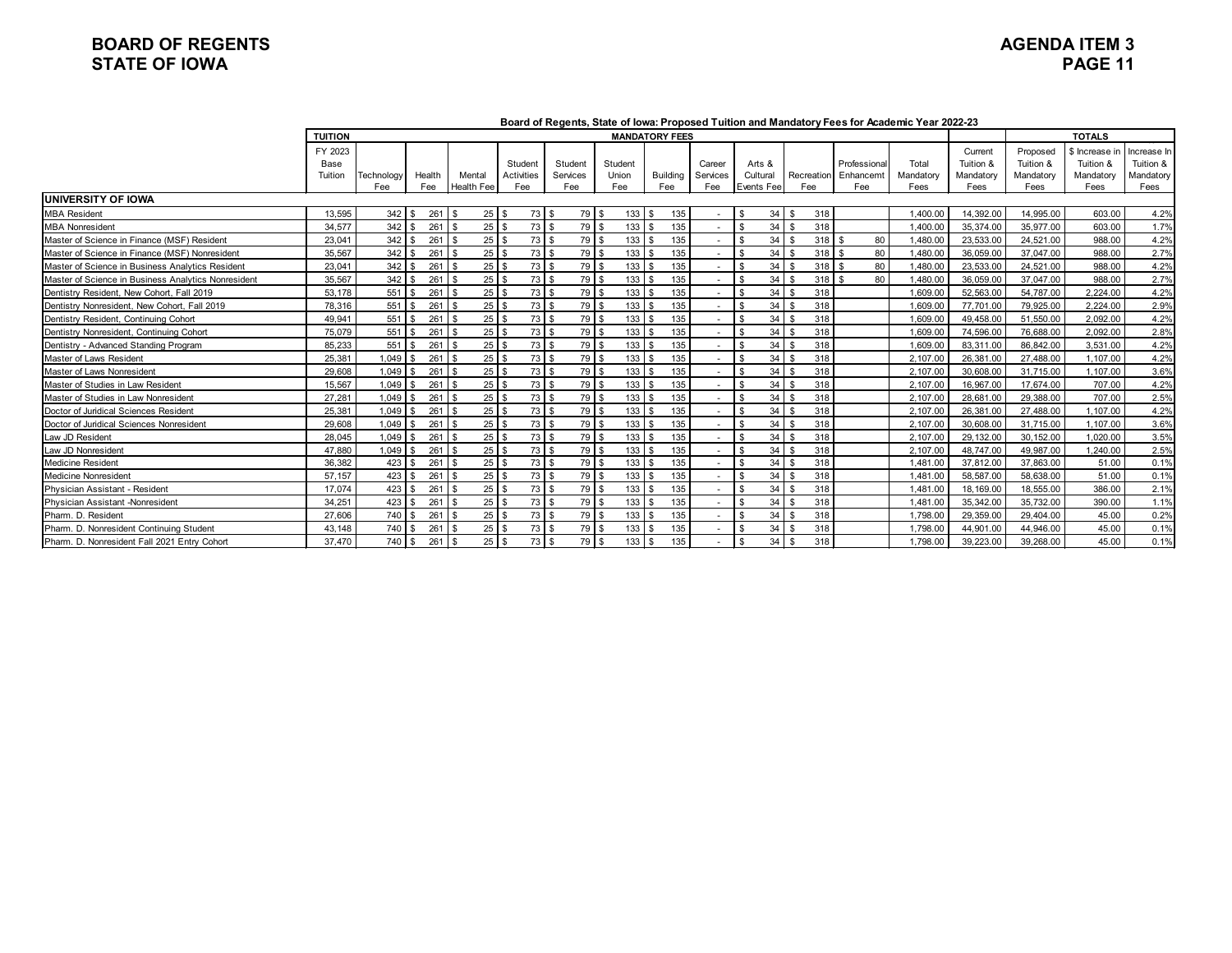**BOARD OF REGENTS**
**STATE OF IOWA**

**AGENDA ITEM 3**

**Board of Regents, State of Iowa: Proposed Tuition and Mandatory Fees for Academic Year 2022-23**

| | TUITION | MANDATORY FEES | | | | | | | | | | | | | TOTALS | | |
|---|---|---|---|---|---|---|---|---|---|---|---|---|---|---|---|---|---|
| | FY 2023 Base Tuition | Technology Fee | Health Fee | Mental Health Fee | Student Activities Fee | Student Services Fee | Student Union Fee | Building Fee | Career Services Fee | Arts & Cultural Events Fee | Recreation Fee | Professional Enhancemt Fee | Total Mandatory Fees | Current Tuition & Mandatory Fees | Proposed Tuition & Mandatory Fees | $ Increase in Tuition & Mandatory Fees | Increase In Tuition & Mandatory Fees |
| **UNIVERSITY OF IOWA** | | | | | | | | | | | | | | | | | |
| MBA Resident | 13,595 | 342 | $ 261 | $ 25 | $ 73 | $ 79 | $ 133 | $ 135 | - | $ 34 | $ 318 | | 1,400.00 | 14,392.00 | 14,995.00 | 603.00 | 4.2% |
| MBA Nonresident | 34,577 | 342 | $ 261 | $ 25 | $ 73 | $ 79 | $ 133 | $ 135 | - | $ 34 | $ 318 | | 1,400.00 | 35,374.00 | 35,977.00 | 603.00 | 1.7% |
| Master of Science in Finance (MSF) Resident | 23,041 | 342 | $ 261 | $ 25 | $ 73 | $ 79 | $ 133 | $ 135 | - | $ 34 | $ 318 | $ 80 | 1,480.00 | 23,533.00 | 24,521.00 | 988.00 | 4.2% |
| Master of Science in Finance (MSF) Nonresident | 35,567 | 342 | $ 261 | $ 25 | $ 73 | $ 79 | $ 133 | $ 135 | - | $ 34 | $ 318 | $ 80 | 1,480.00 | 36,059.00 | 37,047.00 | 988.00 | 2.7% |
| Master of Science in Business Analytics Resident | 23,041 | 342 | $ 261 | $ 25 | $ 73 | $ 79 | $ 133 | $ 135 | - | $ 34 | $ 318 | $ 80 | 1,480.00 | 23,533.00 | 24,521.00 | 988.00 | 4.2% |
| Master of Science in Business Analytics Nonresident | 35,567 | 342 | $ 261 | $ 25 | $ 73 | $ 79 | $ 133 | $ 135 | - | $ 34 | $ 318 | $ 80 | 1,480.00 | 36,059.00 | 37,047.00 | 988.00 | 2.7% |
| Dentistry Resident, New Cohort, Fall 2019 | 53,178 | 551 | $ 261 | $ 25 | $ 73 | $ 79 | $ 133 | $ 135 | - | $ 34 | $ 318 | | 1,609.00 | 52,563.00 | 54,787.00 | 2,224.00 | 4.2% |
| Dentistry Nonresident, New Cohort, Fall 2019 | 78,316 | 551 | $ 261 | $ 25 | $ 73 | $ 79 | $ 133 | $ 135 | - | $ 34 | $ 318 | | 1,609.00 | 77,701.00 | 79,925.00 | 2,224.00 | 2.9% |
| Dentistry Resident, Continuing Cohort | 49,941 | 551 | $ 261 | $ 25 | $ 73 | $ 79 | $ 133 | $ 135 | - | $ 34 | $ 318 | | 1,609.00 | 49,458.00 | 51,550.00 | 2,092.00 | 4.2% |
| Dentistry Nonresident, Continuing Cohort | 75,079 | 551 | $ 261 | $ 25 | $ 73 | $ 79 | $ 133 | $ 135 | - | $ 34 | $ 318 | | 1,609.00 | 74,596.00 | 76,688.00 | 2,092.00 | 2.8% |
| Dentistry - Advanced Standing Program | 85,233 | 551 | $ 261 | $ 25 | $ 73 | $ 79 | $ 133 | $ 135 | - | $ 34 | $ 318 | | 1,609.00 | 83,311.00 | 86,842.00 | 3,531.00 | 4.2% |
| Master of Laws Resident | 25,381 | 1,049 | $ 261 | $ 25 | $ 73 | $ 79 | $ 133 | $ 135 | - | $ 34 | $ 318 | | 2,107.00 | 26,381.00 | 27,488.00 | 1,107.00 | 4.2% |
| Master of Laws Nonresident | 29,608 | 1,049 | $ 261 | $ 25 | $ 73 | $ 79 | $ 133 | $ 135 | - | $ 34 | $ 318 | | 2,107.00 | 30,608.00 | 31,715.00 | 1,107.00 | 3.6% |
| Master of Studies in Law Resident | 15,567 | 1,049 | $ 261 | $ 25 | $ 73 | $ 79 | $ 133 | $ 135 | - | $ 34 | $ 318 | | 2,107.00 | 16,967.00 | 17,674.00 | 707.00 | 4.2% |
| Master of Studies in Law Nonresident | 27,281 | 1,049 | $ 261 | $ 25 | $ 73 | $ 79 | $ 133 | $ 135 | - | $ 34 | $ 318 | | 2,107.00 | 28,681.00 | 29,388.00 | 707.00 | 2.5% |
| Doctor of Juridical Sciences Resident | 25,381 | 1,049 | $ 261 | $ 25 | $ 73 | $ 79 | $ 133 | $ 135 | - | $ 34 | $ 318 | | 2,107.00 | 26,381.00 | 27,488.00 | 1,107.00 | 4.2% |
| Doctor of Juridical Sciences Nonresident | 29,608 | 1,049 | $ 261 | $ 25 | $ 73 | $ 79 | $ 133 | $ 135 | - | $ 34 | $ 318 | | 2,107.00 | 30,608.00 | 31,715.00 | 1,107.00 | 3.6% |
| Law JD Resident | 28,045 | 1,049 | $ 261 | $ 25 | $ 73 | $ 79 | $ 133 | $ 135 | - | $ 34 | $ 318 | | 2,107.00 | 29,132.00 | 30,152.00 | 1,020.00 | 3.5% |
| Law JD Nonresident | 47,880 | 1,049 | $ 261 | $ 25 | $ 73 | $ 79 | $ 133 | $ 135 | - | $ 34 | $ 318 | | 2,107.00 | 48,747.00 | 49,987.00 | 1,240.00 | 2.5% |
| Medicine Resident | 36,382 | 423 | $ 261 | $ 25 | $ 73 | $ 79 | $ 133 | $ 135 | - | $ 34 | $ 318 | | 1,481.00 | 37,812.00 | 37,863.00 | 51.00 | 0.1% |
| Medicine Nonresident | 57,157 | 423 | $ 261 | $ 25 | $ 73 | $ 79 | $ 133 | $ 135 | - | $ 34 | $ 318 | | 1,481.00 | 58,587.00 | 58,638.00 | 51.00 | 0.1% |
| Physician Assistant - Resident | 17,074 | 423 | $ 261 | $ 25 | $ 73 | $ 79 | $ 133 | $ 135 | - | $ 34 | $ 318 | | 1,481.00 | 18,169.00 | 18,555.00 | 386.00 | 2.1% |
| Physician Assistant -Nonresident | 34,251 | 423 | $ 261 | $ 25 | $ 73 | $ 79 | $ 133 | $ 135 | - | $ 34 | $ 318 | | 1,481.00 | 35,342.00 | 35,732.00 | 390.00 | 1.1% |
| Pharm. D. Resident | 27,606 | 740 | $ 261 | $ 25 | $ 73 | $ 79 | $ 133 | $ 135 | - | $ 34 | $ 318 | | 1,798.00 | 29,359.00 | 29,404.00 | 45.00 | 0.2% |
| Pharm. D. Nonresident Continuing Student | 43,148 | 740 | $ 261 | $ 25 | $ 73 | $ 79 | $ 133 | $ 135 | - | $ 34 | $ 318 | | 1,798.00 | 44,901.00 | 44,946.00 | 45.00 | 0.1% |
| Pharm. D. Nonresident Fall 2021 Entry Cohort | 37,470 | 740 | $ 261 | $ 25 | $ 73 | $ 79 | $ 133 | $ 135 | - | $ 34 | $ 318 | | 1,798.00 | 39,223.00 | 39,268.00 | 45.00 | 0.1% |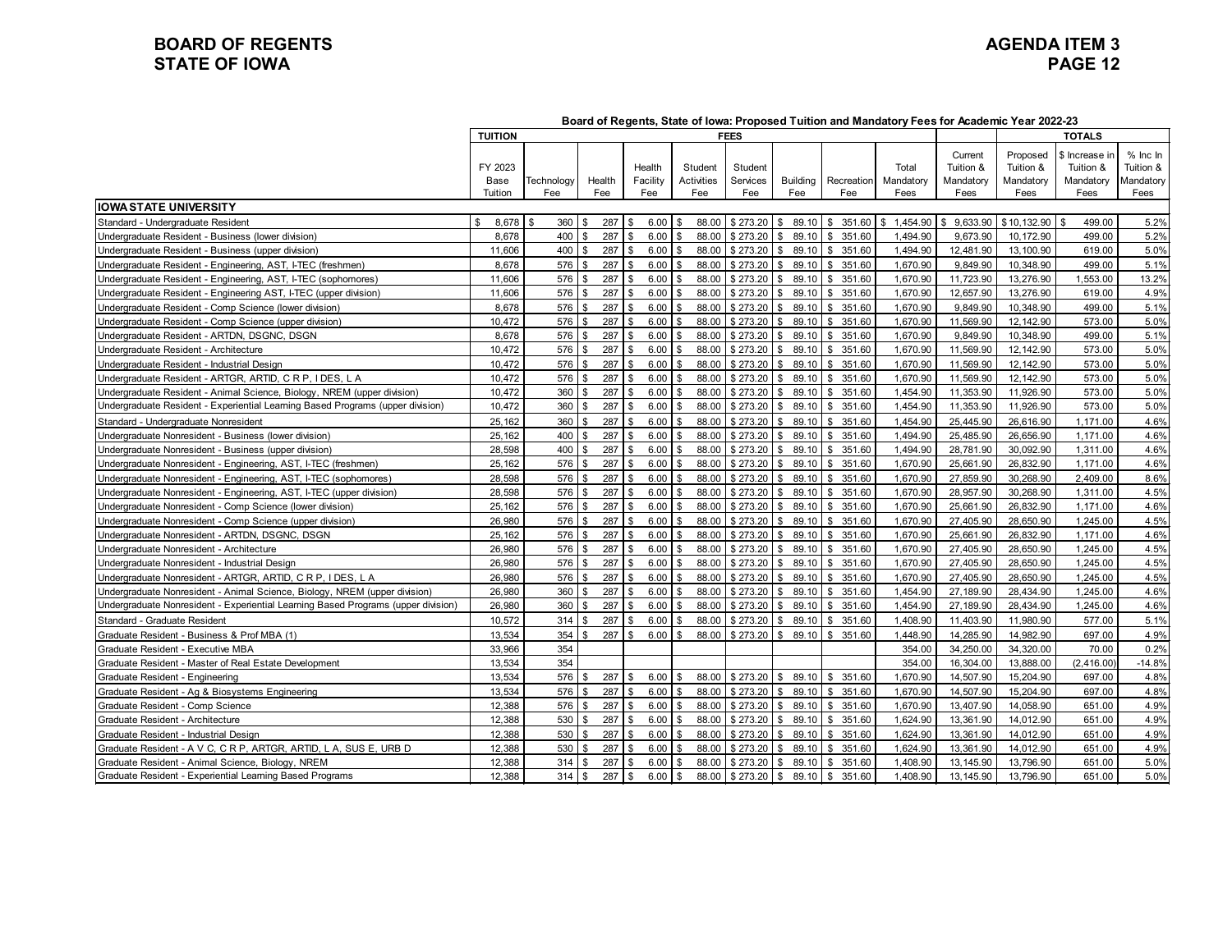**Board of Regents, State of Iowa: Proposed Tuition and Mandatory Fees for Academic Year 2022-23**

| | TUITION | FEES | | | | | | | | | TOTALS | | | |
|---|---|---|---|---|---|---|---|---|---|---|---|---|---|---|
| | FY 2023 Base Tuition | Technology Fee | Health Fee | Health Facility Fee | Student Activities Fee | Student Services Fee | Building Fee | Recreation Fee | Total Mandatory Fees | Current Tuition & Mandatory Fees | Proposed Tuition & Mandatory Fees | $ Increase in Tuition & Mandatory Fees | % Inc In Tuition & Mandatory Fees |
| **IOWA STATE UNIVERSITY** | | | | | | | | | | | | | |
| Standard - Undergraduate Resident | $ 8,678 | $ 360 | $ 287 | $ 6.00 | $ 88.00 | $ 273.20 | $ 89.10 | $ 351.60 | $ 1,454.90 | $ 9,633.90 | $ 10,132.90 | $ 499.00 | 5.2% |
| Undergraduate Resident - Business (lower division) | 8,678 | 400 | $ 287 | $ 6.00 | $ 88.00 | $ 273.20 | $ 89.10 | $ 351.60 | 1,494.90 | 9,673.90 | 10,172.90 | 499.00 | 5.2% |
| Undergraduate Resident - Business (upper division) | 11,606 | 400 | $ 287 | $ 6.00 | $ 88.00 | $ 273.20 | $ 89.10 | $ 351.60 | 1,494.90 | 12,481.90 | 13,100.90 | 619.00 | 5.0% |
| Undergraduate Resident - Engineering, AST, I-TEC (freshmen) | 8,678 | 576 | $ 287 | $ 6.00 | $ 88.00 | $ 273.20 | $ 89.10 | $ 351.60 | 1,670.90 | 9,849.90 | 10,348.90 | 499.00 | 5.1% |
| Undergraduate Resident - Engineering, AST, I-TEC (sophomores) | 11,606 | 576 | $ 287 | $ 6.00 | $ 88.00 | $ 273.20 | $ 89.10 | $ 351.60 | 1,670.90 | 11,723.90 | 13,276.90 | 1,553.00 | 13.2% |
| Undergraduate Resident - Engineering AST, I-TEC (upper division) | 11,606 | 576 | $ 287 | $ 6.00 | $ 88.00 | $ 273.20 | $ 89.10 | $ 351.60 | 1,670.90 | 12,657.90 | 13,276.90 | 619.00 | 4.9% |
| Undergraduate Resident - Comp Science (lower division) | 8,678 | 576 | $ 287 | $ 6.00 | $ 88.00 | $ 273.20 | $ 89.10 | $ 351.60 | 1,670.90 | 9,849.90 | 10,348.90 | 499.00 | 5.1% |
| Undergraduate Resident - Comp Science (upper division) | 10,472 | 576 | $ 287 | $ 6.00 | $ 88.00 | $ 273.20 | $ 89.10 | $ 351.60 | 1,670.90 | 11,569.90 | 12,142.90 | 573.00 | 5.0% |
| Undergraduate Resident - ARTDN, DSGNC, DSGN | 8,678 | 576 | $ 287 | $ 6.00 | $ 88.00 | $ 273.20 | $ 89.10 | $ 351.60 | 1,670.90 | 9,849.90 | 10,348.90 | 499.00 | 5.1% |
| Undergraduate Resident - Architecture | 10,472 | 576 | $ 287 | $ 6.00 | $ 88.00 | $ 273.20 | $ 89.10 | $ 351.60 | 1,670.90 | 11,569.90 | 12,142.90 | 573.00 | 5.0% |
| Undergraduate Resident - Industrial Design | 10,472 | 576 | $ 287 | $ 6.00 | $ 88.00 | $ 273.20 | $ 89.10 | $ 351.60 | 1,670.90 | 11,569.90 | 12,142.90 | 573.00 | 5.0% |
| Undergraduate Resident - ARTGR, ARTID, C R P, I DES, L A | 10,472 | 576 | $ 287 | $ 6.00 | $ 88.00 | $ 273.20 | $ 89.10 | $ 351.60 | 1,670.90 | 11,569.90 | 12,142.90 | 573.00 | 5.0% |
| Undergraduate Resident - Animal Science, Biology, NREM (upper division) | 10,472 | 360 | $ 287 | $ 6.00 | $ 88.00 | $ 273.20 | $ 89.10 | $ 351.60 | 1,454.90 | 11,353.90 | 11,926.90 | 573.00 | 5.0% |
| Undergraduate Resident - Experiential Learning Based Programs (upper division) | 10,472 | 360 | $ 287 | $ 6.00 | $ 88.00 | $ 273.20 | $ 89.10 | $ 351.60 | 1,454.90 | 11,353.90 | 11,926.90 | 573.00 | 5.0% |
| Standard - Undergraduate Nonresident | 25,162 | 360 | $ 287 | $ 6.00 | $ 88.00 | $ 273.20 | $ 89.10 | $ 351.60 | 1,454.90 | 25,445.90 | 26,616.90 | 1,171.00 | 4.6% |
| Undergraduate Nonresident - Business (lower division) | 25,162 | 400 | $ 287 | $ 6.00 | $ 88.00 | $ 273.20 | $ 89.10 | $ 351.60 | 1,494.90 | 25,485.90 | 26,656.90 | 1,171.00 | 4.6% |
| Undergraduate Nonresident - Business (upper division) | 28,598 | 400 | $ 287 | $ 6.00 | $ 88.00 | $ 273.20 | $ 89.10 | $ 351.60 | 1,494.90 | 28,781.90 | 30,092.90 | 1,311.00 | 4.6% |
| Undergraduate Nonresident - Engineering, AST, I-TEC (freshmen) | 25,162 | 576 | $ 287 | $ 6.00 | $ 88.00 | $ 273.20 | $ 89.10 | $ 351.60 | 1,670.90 | 25,661.90 | 26,832.90 | 1,171.00 | 4.6% |
| Undergraduate Nonresident - Engineering, AST, I-TEC (sophomores) | 28,598 | 576 | $ 287 | $ 6.00 | $ 88.00 | $ 273.20 | $ 89.10 | $ 351.60 | 1,670.90 | 27,859.90 | 30,268.90 | 2,409.00 | 8.6% |
| Undergraduate Nonresident - Engineering, AST, I-TEC (upper division) | 28,598 | 576 | $ 287 | $ 6.00 | $ 88.00 | $ 273.20 | $ 89.10 | $ 351.60 | 1,670.90 | 28,957.90 | 30,268.90 | 1,311.00 | 4.5% |
| Undergraduate Nonresident - Comp Science (lower division) | 25,162 | 576 | $ 287 | $ 6.00 | $ 88.00 | $ 273.20 | $ 89.10 | $ 351.60 | 1,670.90 | 25,661.90 | 26,832.90 | 1,171.00 | 4.6% |
| Undergraduate Nonresident - Comp Science (upper division) | 26,980 | 576 | $ 287 | $ 6.00 | $ 88.00 | $ 273.20 | $ 89.10 | $ 351.60 | 1,670.90 | 27,405.90 | 28,650.90 | 1,245.00 | 4.5% |
| Undergraduate Nonresident - ARTDN, DSGNC, DSGN | 25,162 | 576 | $ 287 | $ 6.00 | $ 88.00 | $ 273.20 | $ 89.10 | $ 351.60 | 1,670.90 | 25,661.90 | 26,832.90 | 1,171.00 | 4.6% |
| Undergraduate Nonresident - Architecture | 26,980 | 576 | $ 287 | $ 6.00 | $ 88.00 | $ 273.20 | $ 89.10 | $ 351.60 | 1,670.90 | 27,405.90 | 28,650.90 | 1,245.00 | 4.5% |
| Undergraduate Nonresident - Industrial Design | 26,980 | 576 | $ 287 | $ 6.00 | $ 88.00 | $ 273.20 | $ 89.10 | $ 351.60 | 1,670.90 | 27,405.90 | 28,650.90 | 1,245.00 | 4.5% |
| Undergraduate Nonresident - ARTGR, ARTID, C R P, I DES, L A | 26,980 | 576 | $ 287 | $ 6.00 | $ 88.00 | $ 273.20 | $ 89.10 | $ 351.60 | 1,670.90 | 27,405.90 | 28,650.90 | 1,245.00 | 4.5% |
| Undergraduate Nonresident - Animal Science, Biology, NREM (upper division) | 26,980 | 360 | $ 287 | $ 6.00 | $ 88.00 | $ 273.20 | $ 89.10 | $ 351.60 | 1,454.90 | 27,189.90 | 28,434.90 | 1,245.00 | 4.6% |
| Undergraduate Nonresident - Experiential Learning Based Programs (upper division) | 26,980 | 360 | $ 287 | $ 6.00 | $ 88.00 | $ 273.20 | $ 89.10 | $ 351.60 | 1,454.90 | 27,189.90 | 28,434.90 | 1,245.00 | 4.6% |
| Standard - Graduate Resident | 10,572 | 314 | $ 287 | $ 6.00 | $ 88.00 | $ 273.20 | $ 89.10 | $ 351.60 | 1,408.90 | 11,403.90 | 11,980.90 | 577.00 | 5.1% |
| Graduate Resident - Business & Prof MBA (1) | 13,534 | 354 | $ 287 | $ 6.00 | $ 88.00 | $ 273.20 | $ 89.10 | $ 351.60 | 1,448.90 | 14,285.90 | 14,982.90 | 697.00 | 4.9% |
| Graduate Resident - Executive MBA | 33,966 | 354 | | | | | | | 354.00 | 34,250.00 | 34,320.00 | 70.00 | 0.2% |
| Graduate Resident - Master of Real Estate Development | 13,534 | 354 | | | | | | | 354.00 | 16,304.00 | 13,888.00 | (2,416.00) | -14.8% |
| Graduate Resident - Engineering | 13,534 | 576 | $ 287 | $ 6.00 | $ 88.00 | $ 273.20 | $ 89.10 | $ 351.60 | 1,670.90 | 14,507.90 | 15,204.90 | 697.00 | 4.8% |
| Graduate Resident - Ag & Biosystems Engineering | 13,534 | 576 | $ 287 | $ 6.00 | $ 88.00 | $ 273.20 | $ 89.10 | $ 351.60 | 1,670.90 | 14,507.90 | 15,204.90 | 697.00 | 4.8% |
| Graduate Resident - Comp Science | 12,388 | 576 | $ 287 | $ 6.00 | $ 88.00 | $ 273.20 | $ 89.10 | $ 351.60 | 1,670.90 | 13,407.90 | 14,058.90 | 651.00 | 4.9% |
| Graduate Resident - Architecture | 12,388 | 530 | $ 287 | $ 6.00 | $ 88.00 | $ 273.20 | $ 89.10 | $ 351.60 | 1,624.90 | 13,361.90 | 14,012.90 | 651.00 | 4.9% |
| Graduate Resident - Industrial Design | 12,388 | 530 | $ 287 | $ 6.00 | $ 88.00 | $ 273.20 | $ 89.10 | $ 351.60 | 1,624.90 | 13,361.90 | 14,012.90 | 651.00 | 4.9% |
| Graduate Resident - A V C, C R P, ARTGR, ARTID, L A, SUS E, URB D | 12,388 | 530 | $ 287 | $ 6.00 | $ 88.00 | $ 273.20 | $ 89.10 | $ 351.60 | 1,624.90 | 13,361.90 | 14,012.90 | 651.00 | 4.9% |
| Graduate Resident - Animal Science, Biology, NREM | 12,388 | 314 | $ 287 | $ 6.00 | $ 88.00 | $ 273.20 | $ 89.10 | $ 351.60 | 1,408.90 | 13,145.90 | 13,796.90 | 651.00 | 5.0% |
| Graduate Resident - Experiential Learning Based Programs | 12,388 | 314 | $ 287 | $ 6.00 | $ 88.00 | $ 273.20 | $ 89.10 | $ 351.60 | 1,408.90 | 13,145.90 | 13,796.90 | 651.00 | 5.0% |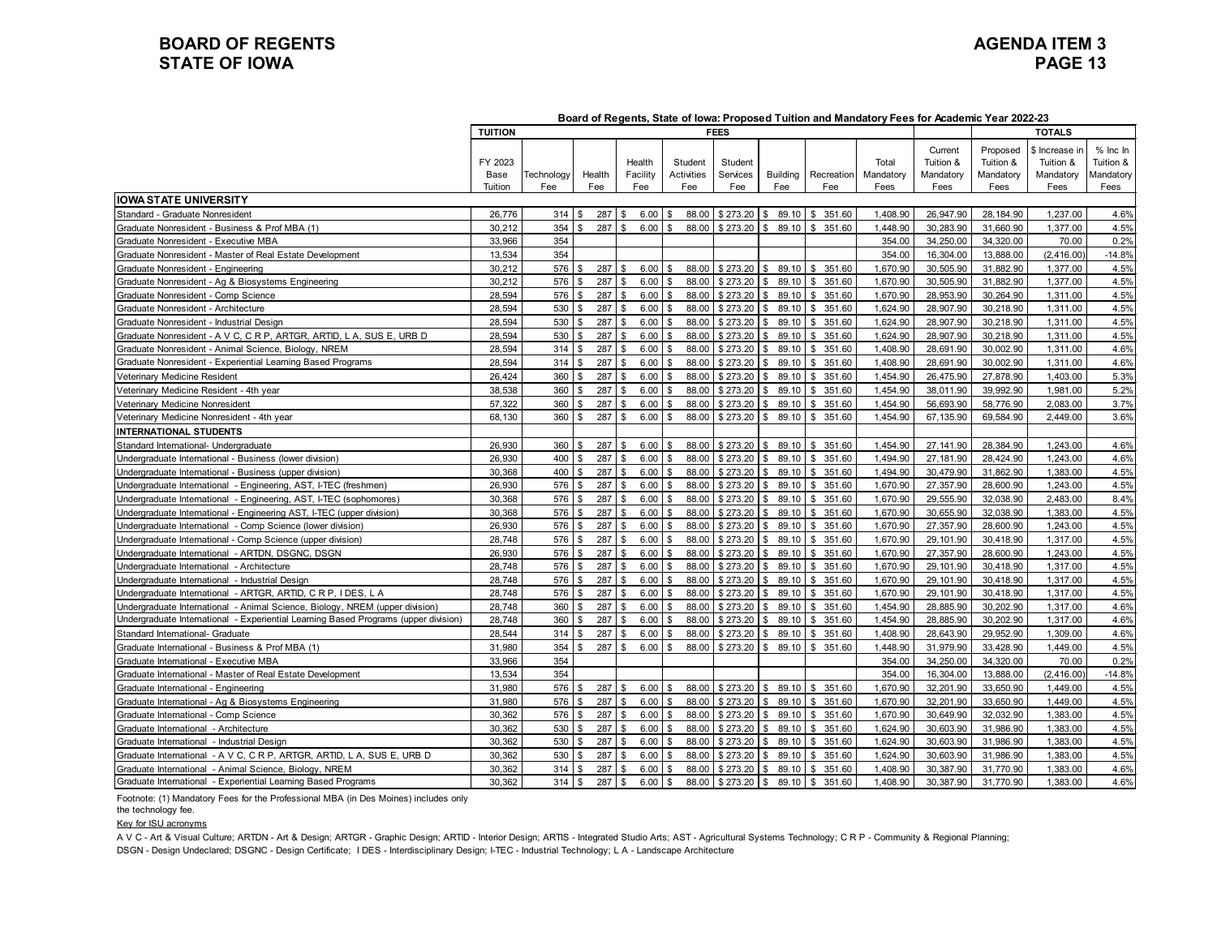# BOARD OF REGENTS
# STATE OF IOWA

**Board of Regents, State of Iowa: Proposed Tuition and Mandatory Fees for Academic Year 2022-23**

| | TUITION | FEES | | | | | | | | | TOTALS | | | |
|---|---|---|---|---|---|---|---|---|---|---|---|---|---|---|
| | FY 2023 Base Tuition | Technology Fee | Health Fee | Health Facility Fee | Student Activities Fee | Student Services Fee | Building Fee | Recreation Fee | Total Mandatory Fees | Current Tuition & Mandatory Fees | Proposed Tuition & Mandatory Fees | $ Increase in Tuition & Mandatory Fees | % Inc In Tuition & Mandatory Fees |
| **IOWA STATE UNIVERSITY** | | | | | | | | | | | | | |
| Standard - Graduate Nonresident | 26,776 | 314 | $ 287 | $ 6.00 | $ 88.00 | $ 273.20 | $ 89.10 | $ 351.60 | 1,408.90 | 26,947.90 | 28,184.90 | 1,237.00 | 4.6% |
| Graduate Nonresident - Business & Prof MBA (1) | 30,212 | 354 | $ 287 | $ 6.00 | $ 88.00 | $ 273.20 | $ 89.10 | $ 351.60 | 1,448.90 | 30,283.90 | 31,660.90 | 1,377.00 | 4.5% |
| Graduate Nonresident - Executive MBA | 33,966 | 354 | | | | | | | 354.00 | 34,250.00 | 34,320.00 | 70.00 | 0.2% |
| Graduate Nonresident - Master of Real Estate Development | 13,534 | 354 | | | | | | | 354.00 | 16,304.00 | 13,888.00 | (2,416.00) | -14.8% |
| Graduate Nonresident - Engineering | 30,212 | 576 | $ 287 | $ 6.00 | $ 88.00 | $ 273.20 | $ 89.10 | $ 351.60 | 1,670.90 | 30,505.90 | 31,882.90 | 1,377.00 | 4.5% |
| Graduate Nonresident - Ag & Biosystems Engineering | 30,212 | 576 | $ 287 | $ 6.00 | $ 88.00 | $ 273.20 | $ 89.10 | $ 351.60 | 1,670.90 | 30,505.90 | 31,882.90 | 1,377.00 | 4.5% |
| Graduate Nonresident - Comp Science | 28,594 | 576 | $ 287 | $ 6.00 | $ 88.00 | $ 273.20 | $ 89.10 | $ 351.60 | 1,670.90 | 28,953.90 | 30,264.90 | 1,311.00 | 4.5% |
| Graduate Nonresident - Architecture | 28,594 | 530 | $ 287 | $ 6.00 | $ 88.00 | $ 273.20 | $ 89.10 | $ 351.60 | 1,624.90 | 28,907.90 | 30,218.90 | 1,311.00 | 4.5% |
| Graduate Nonresident - Industrial Design | 28,594 | 530 | $ 287 | $ 6.00 | $ 88.00 | $ 273.20 | $ 89.10 | $ 351.60 | 1,624.90 | 28,907.90 | 30,218.90 | 1,311.00 | 4.5% |
| Graduate Nonresident - A V C, C R P, ARTGR, ARTID, L A, SUS E, URB D | 28,594 | 530 | $ 287 | $ 6.00 | $ 88.00 | $ 273.20 | $ 89.10 | $ 351.60 | 1,624.90 | 28,907.90 | 30,218.90 | 1,311.00 | 4.5% |
| Graduate Nonresident - Animal Science, Biology, NREM | 28,594 | 314 | $ 287 | $ 6.00 | $ 88.00 | $ 273.20 | $ 89.10 | $ 351.60 | 1,408.90 | 28,691.90 | 30,002.90 | 1,311.00 | 4.6% |
| Graduate Nonresident - Experiential Learning Based Programs | 28,594 | 314 | $ 287 | $ 6.00 | $ 88.00 | $ 273.20 | $ 89.10 | $ 351.60 | 1,408.90 | 28,691.90 | 30,002.90 | 1,311.00 | 4.6% |
| Veterinary Medicine Resident | 26,424 | 360 | $ 287 | $ 6.00 | $ 88.00 | $ 273.20 | $ 89.10 | $ 351.60 | 1,454.90 | 26,475.90 | 27,878.90 | 1,403.00 | 5.3% |
| Veterinary Medicine Resident - 4th year | 38,538 | 360 | $ 287 | $ 6.00 | $ 88.00 | $ 273.20 | $ 89.10 | $ 351.60 | 1,454.90 | 38,011.90 | 39,992.90 | 1,981.00 | 5.2% |
| Veterinary Medicine Nonresident | 57,322 | 360 | $ 287 | $ 6.00 | $ 88.00 | $ 273.20 | $ 89.10 | $ 351.60 | 1,454.90 | 56,693.90 | 58,776.90 | 2,083.00 | 3.7% |
| Veterinary Medicine Nonresident - 4th year | 68,130 | 360 | $ 287 | $ 6.00 | $ 88.00 | $ 273.20 | $ 89.10 | $ 351.60 | 1,454.90 | 67,135.90 | 69,584.90 | 2,449.00 | 3.6% |
| **INTERNATIONAL STUDENTS** | | | | | | | | | | | | | |
| Standard International- Undergraduate | 26,930 | 360 | $ 287 | $ 6.00 | $ 88.00 | $ 273.20 | $ 89.10 | $ 351.60 | 1,454.90 | 27,141.90 | 28,384.90 | 1,243.00 | 4.6% |
| Undergraduate International - Business (lower division) | 26,930 | 400 | $ 287 | $ 6.00 | $ 88.00 | $ 273.20 | $ 89.10 | $ 351.60 | 1,494.90 | 27,181.90 | 28,424.90 | 1,243.00 | 4.6% |
| Undergraduate International - Business (upper division) | 30,368 | 400 | $ 287 | $ 6.00 | $ 88.00 | $ 273.20 | $ 89.10 | $ 351.60 | 1,494.90 | 30,479.90 | 31,862.90 | 1,383.00 | 4.5% |
| Undergraduate International - Engineering, AST, I-TEC (freshmen) | 26,930 | 576 | $ 287 | $ 6.00 | $ 88.00 | $ 273.20 | $ 89.10 | $ 351.60 | 1,670.90 | 27,357.90 | 28,600.90 | 1,243.00 | 4.5% |
| Undergraduate International - Engineering, AST, I-TEC (sophomores) | 30,368 | 576 | $ 287 | $ 6.00 | $ 88.00 | $ 273.20 | $ 89.10 | $ 351.60 | 1,670.90 | 29,555.90 | 32,038.90 | 2,483.00 | 8.4% |
| Undergraduate International - Engineering AST, I-TEC (upper division) | 30,368 | 576 | $ 287 | $ 6.00 | $ 88.00 | $ 273.20 | $ 89.10 | $ 351.60 | 1,670.90 | 30,655.90 | 32,038.90 | 1,383.00 | 4.5% |
| Undergraduate International - Comp Science (lower division) | 26,930 | 576 | $ 287 | $ 6.00 | $ 88.00 | $ 273.20 | $ 89.10 | $ 351.60 | 1,670.90 | 27,357.90 | 28,600.90 | 1,243.00 | 4.5% |
| Undergraduate International - Comp Science (upper division) | 28,748 | 576 | $ 287 | $ 6.00 | $ 88.00 | $ 273.20 | $ 89.10 | $ 351.60 | 1,670.90 | 29,101.90 | 30,418.90 | 1,317.00 | 4.5% |
| Undergraduate International - ARTDN, DSGNC, DSGN | 26,930 | 576 | $ 287 | $ 6.00 | $ 88.00 | $ 273.20 | $ 89.10 | $ 351.60 | 1,670.90 | 27,357.90 | 28,600.90 | 1,243.00 | 4.5% |
| Undergraduate International - Architecture | 28,748 | 576 | $ 287 | $ 6.00 | $ 88.00 | $ 273.20 | $ 89.10 | $ 351.60 | 1,670.90 | 29,101.90 | 30,418.90 | 1,317.00 | 4.5% |
| Undergraduate International - Industrial Design | 28,748 | 576 | $ 287 | $ 6.00 | $ 88.00 | $ 273.20 | $ 89.10 | $ 351.60 | 1,670.90 | 29,101.90 | 30,418.90 | 1,317.00 | 4.5% |
| Undergraduate International - ARTGR, ARTID, C R P, I DES, L A | 28,748 | 576 | $ 287 | $ 6.00 | $ 88.00 | $ 273.20 | $ 89.10 | $ 351.60 | 1,670.90 | 29,101.90 | 30,418.90 | 1,317.00 | 4.5% |
| Undergraduate International - Animal Science, Biology, NREM (upper division) | 28,748 | 360 | $ 287 | $ 6.00 | $ 88.00 | $ 273.20 | $ 89.10 | $ 351.60 | 1,454.90 | 28,885.90 | 30,202.90 | 1,317.00 | 4.6% |
| Undergraduate International - Experiential Learning Based Programs (upper division) | 28,748 | 360 | $ 287 | $ 6.00 | $ 88.00 | $ 273.20 | $ 89.10 | $ 351.60 | 1,454.90 | 28,885.90 | 30,202.90 | 1,317.00 | 4.6% |
| Standard International- Graduate | 28,544 | 314 | $ 287 | $ 6.00 | $ 88.00 | $ 273.20 | $ 89.10 | $ 351.60 | 1,408.90 | 28,643.90 | 29,952.90 | 1,309.00 | 4.6% |
| Graduate International - Business & Prof MBA (1) | 31,980 | 354 | $ 287 | $ 6.00 | $ 88.00 | $ 273.20 | $ 89.10 | $ 351.60 | 1,448.90 | 31,979.90 | 33,428.90 | 1,449.00 | 4.5% |
| Graduate International - Executive MBA | 33,966 | 354 | | | | | | | 354.00 | 34,250.00 | 34,320.00 | 70.00 | 0.2% |
| Graduate International - Master of Real Estate Development | 13,534 | 354 | | | | | | | 354.00 | 16,304.00 | 13,888.00 | (2,416.00) | -14.8% |
| Graduate International - Engineering | 31,980 | 576 | $ 287 | $ 6.00 | $ 88.00 | $ 273.20 | $ 89.10 | $ 351.60 | 1,670.90 | 32,201.90 | 33,650.90 | 1,449.00 | 4.5% |
| Graduate International - Ag & Biosystems Engineering | 31,980 | 576 | $ 287 | $ 6.00 | $ 88.00 | $ 273.20 | $ 89.10 | $ 351.60 | 1,670.90 | 32,201.90 | 33,650.90 | 1,449.00 | 4.5% |
| Graduate International - Comp Science | 30,362 | 576 | $ 287 | $ 6.00 | $ 88.00 | $ 273.20 | $ 89.10 | $ 351.60 | 1,670.90 | 30,649.90 | 32,032.90 | 1,383.00 | 4.5% |
| Graduate International - Architecture | 30,362 | 530 | $ 287 | $ 6.00 | $ 88.00 | $ 273.20 | $ 89.10 | $ 351.60 | 1,624.90 | 30,603.90 | 31,986.90 | 1,383.00 | 4.5% |
| Graduate International - Industrial Design | 30,362 | 530 | $ 287 | $ 6.00 | $ 88.00 | $ 273.20 | $ 89.10 | $ 351.60 | 1,624.90 | 30,603.90 | 31,986.90 | 1,383.00 | 4.5% |
| Graduate International - A V C, C R P, ARTGR, ARTID, L A, SUS E, URB D | 30,362 | 530 | $ 287 | $ 6.00 | $ 88.00 | $ 273.20 | $ 89.10 | $ 351.60 | 1,624.90 | 30,603.90 | 31,986.90 | 1,383.00 | 4.5% |
| Graduate International - Animal Science, Biology, NREM | 30,362 | 314 | $ 287 | $ 6.00 | $ 88.00 | $ 273.20 | $ 89.10 | $ 351.60 | 1,408.90 | 30,387.90 | 31,770.90 | 1,383.00 | 4.6% |
| Graduate International - Experiential Learning Based Programs | 30,362 | 314 | $ 287 | $ 6.00 | $ 88.00 | $ 273.20 | $ 89.10 | $ 351.60 | 1,408.90 | 30,387.90 | 31,770.90 | 1,383.00 | 4.6% |

Footnote: (1) Mandatory Fees for the Professional MBA (in Des Moines) includes only the technology fee.

Key for ISU acronyms

A V C - Art & Visual Culture; ARTDN - Art & Design; ARTGR - Graphic Design; ARTID - Interior Design; ARTIS - Integrated Studio Arts; AST - Agricultural Systems Technology; C R P - Community & Regional Planning; DSGN - Design Undeclared; DSGNC - Design Certificate; I DES - Interdisciplinary Design; I-TEC - Industrial Technology; L A - Landscape Architecture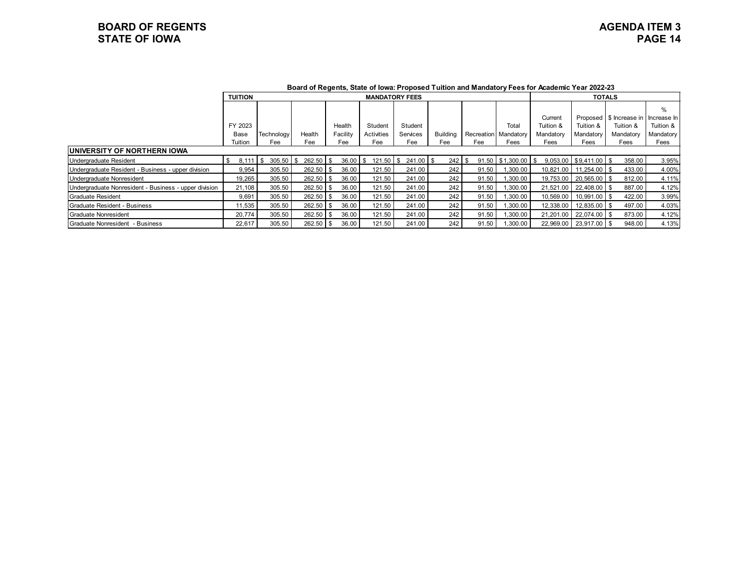**Board of Regents, State of Iowa: Proposed Tuition and Mandatory Fees for Academic Year 2022-23**

| | TUITION | MANDATORY FEES | | | | | | | | TOTALS | | | |
|---|---|---|---|---|---|---|---|---|---|---|---|---|---|
| | FY 2023 Base Tuition | Technology Fee | Health Fee | Health Facility Fee | Student Activities Fee | Student Services Fee | Building Fee | Recreation Fee | Total Mandatory Fees | Current Tuition & Mandatory Fees | Proposed Tuition & Mandatory Fees | $ Increase in Tuition & Mandatory Fees | % Increase In Tuition & Mandatory Fees |
| **UNIVERSITY OF NORTHERN IOWA** | | | | | | | | | | | | | |
| Undergraduate Resident | $ 8,111 | $ 305.50 | $ 262.50 | $ 36.00 | $ 121.50 | $ 241.00 | $ 242 | $ 91.50 | $ 1,300.00 | $ 9,053.00 | $ 9,411.00 | $ 358.00 | 3.95% |
| Undergraduate Resident - Business - upper division | 9,954 | 305.50 | 262.50 | $ 36.00 | 121.50 | 241.00 | 242 | 91.50 | 1,300.00 | 10,821.00 | 11,254.00 | $ 433.00 | 4.00% |
| Undergraduate Nonresident | 19,265 | 305.50 | 262.50 | $ 36.00 | 121.50 | 241.00 | 242 | 91.50 | 1,300.00 | 19,753.00 | 20,565.00 | $ 812.00 | 4.11% |
| Undergraduate Nonresident - Business - upper division | 21,108 | 305.50 | 262.50 | $ 36.00 | 121.50 | 241.00 | 242 | 91.50 | 1,300.00 | 21,521.00 | 22,408.00 | $ 887.00 | 4.12% |
| Graduate Resident | 9,691 | 305.50 | 262.50 | $ 36.00 | 121.50 | 241.00 | 242 | 91.50 | 1,300.00 | 10,569.00 | 10,991.00 | $ 422.00 | 3.99% |
| Graduate Resident - Business | 11,535 | 305.50 | 262.50 | $ 36.00 | 121.50 | 241.00 | 242 | 91.50 | 1,300.00 | 12,338.00 | 12,835.00 | $ 497.00 | 4.03% |
| Graduate Nonresident | 20,774 | 305.50 | 262.50 | $ 36.00 | 121.50 | 241.00 | 242 | 91.50 | 1,300.00 | 21,201.00 | 22,074.00 | $ 873.00 | 4.12% |
| Graduate Nonresident - Business | 22,617 | 305.50 | 262.50 | $ 36.00 | 121.50 | 241.00 | 242 | 91.50 | 1,300.00 | 22,969.00 | 23,917.00 | $ 948.00 | 4.13% |